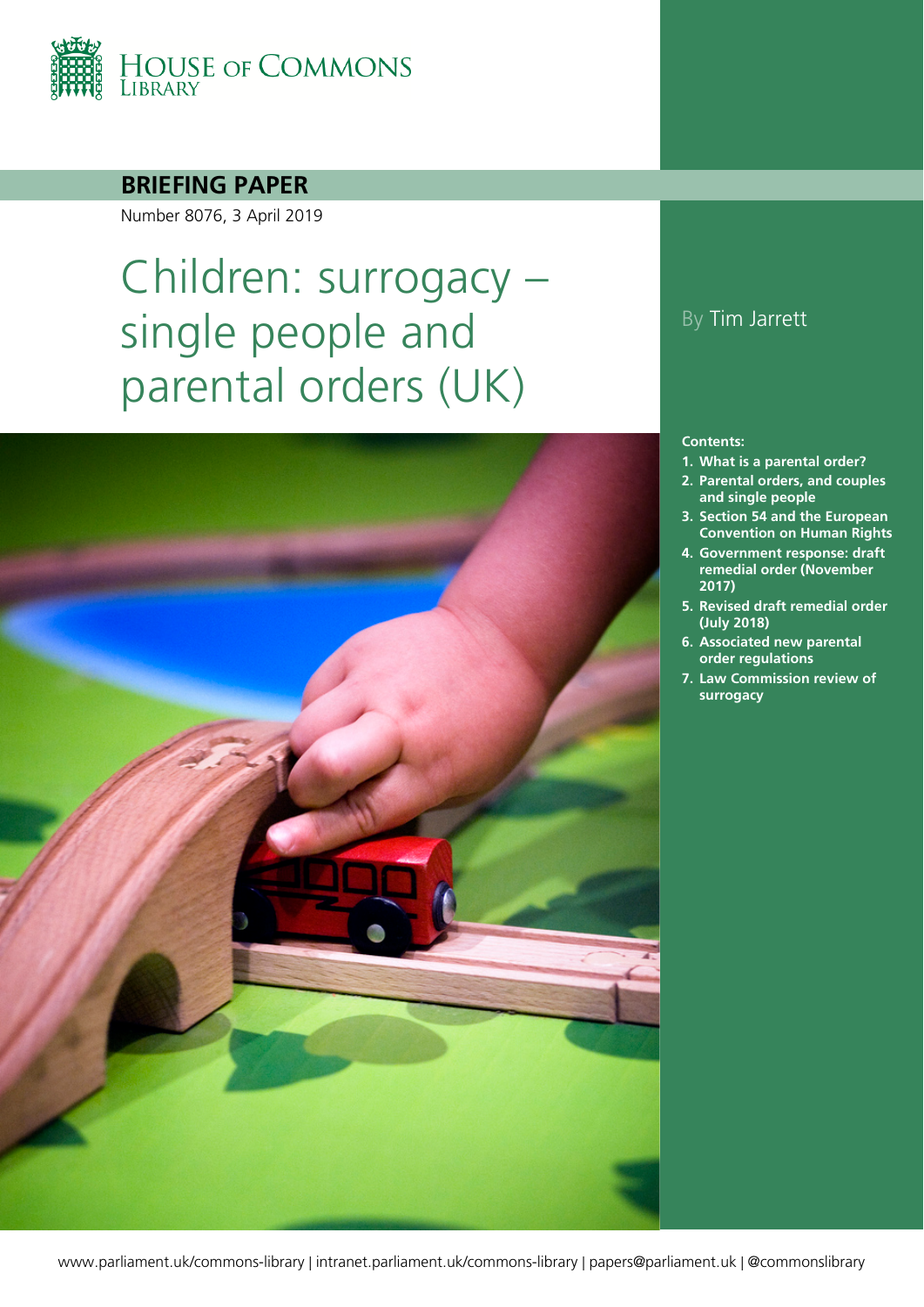HOUSE OF COMMONS LIBRARY

**BRIEFING PAPER**

Number 8076, 3 April 2019

# Children: surrogacy – single people and parental orders (UK)

By Tim Jarrett

**Contents:**

1. **What is a parental order?**
2. **Parental orders, and couples and single people**
3. **Section 54 and the European Convention on Human Rights**
4. **Government response: draft remedial order (November 2017)**
5. **Revised draft remedial order (July 2018)**
6. **Associated new parental order regulations**
7. **Law Commission review of surrogacy**

www.parliament.uk/commons-library | intranet.parliament.uk/commons-library | papers@parliament.uk | @commonslibrary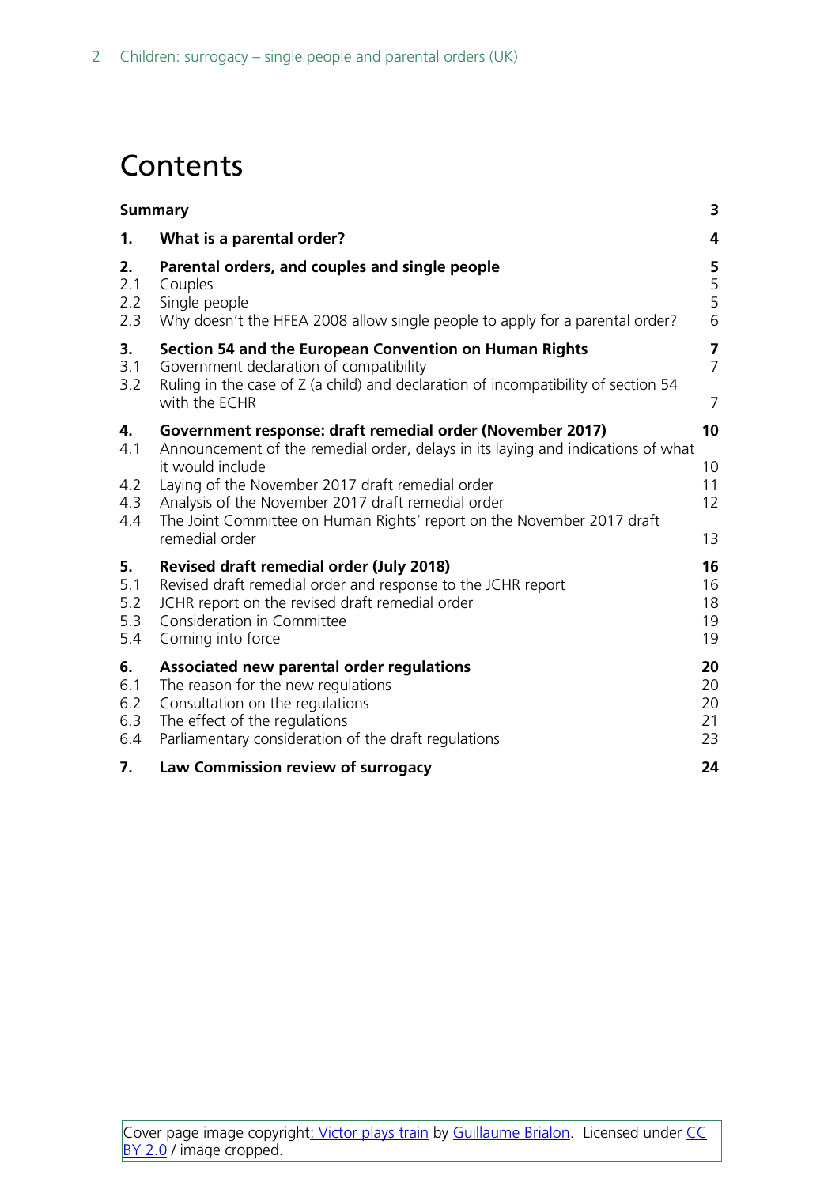# Contents

| | | |
|---|---|---|
| **Summary** | | **3** |
| **1.** | **What is a parental order?** | **4** |
| **2.** | **Parental orders, and couples and single people** | **5** |
| 2.1 | Couples | 5 |
| 2.2 | Single people | 5 |
| 2.3 | Why doesn't the HFEA 2008 allow single people to apply for a parental order? | 6 |
| **3.** | **Section 54 and the European Convention on Human Rights** | **7** |
| 3.1 | Government declaration of compatibility | 7 |
| 3.2 | Ruling in the case of Z (a child) and declaration of incompatibility of section 54 with the ECHR | 7 |
| **4.** | **Government response: draft remedial order (November 2017)** | **10** |
| 4.1 | Announcement of the remedial order, delays in its laying and indications of what it would include | 10 |
| 4.2 | Laying of the November 2017 draft remedial order | 11 |
| 4.3 | Analysis of the November 2017 draft remedial order | 12 |
| 4.4 | The Joint Committee on Human Rights' report on the November 2017 draft remedial order | 13 |
| **5.** | **Revised draft remedial order (July 2018)** | **16** |
| 5.1 | Revised draft remedial order and response to the JCHR report | 16 |
| 5.2 | JCHR report on the revised draft remedial order | 18 |
| 5.3 | Consideration in Committee | 19 |
| 5.4 | Coming into force | 19 |
| **6.** | **Associated new parental order regulations** | **20** |
| 6.1 | The reason for the new regulations | 20 |
| 6.2 | Consultation on the regulations | 20 |
| 6.3 | The effect of the regulations | 21 |
| 6.4 | Parliamentary consideration of the draft regulations | 23 |
| **7.** | **Law Commission review of surrogacy** | **24** |

Cover page image copyright: Victor plays train by Guillaume Brialon. Licensed under CC BY 2.0 / image cropped.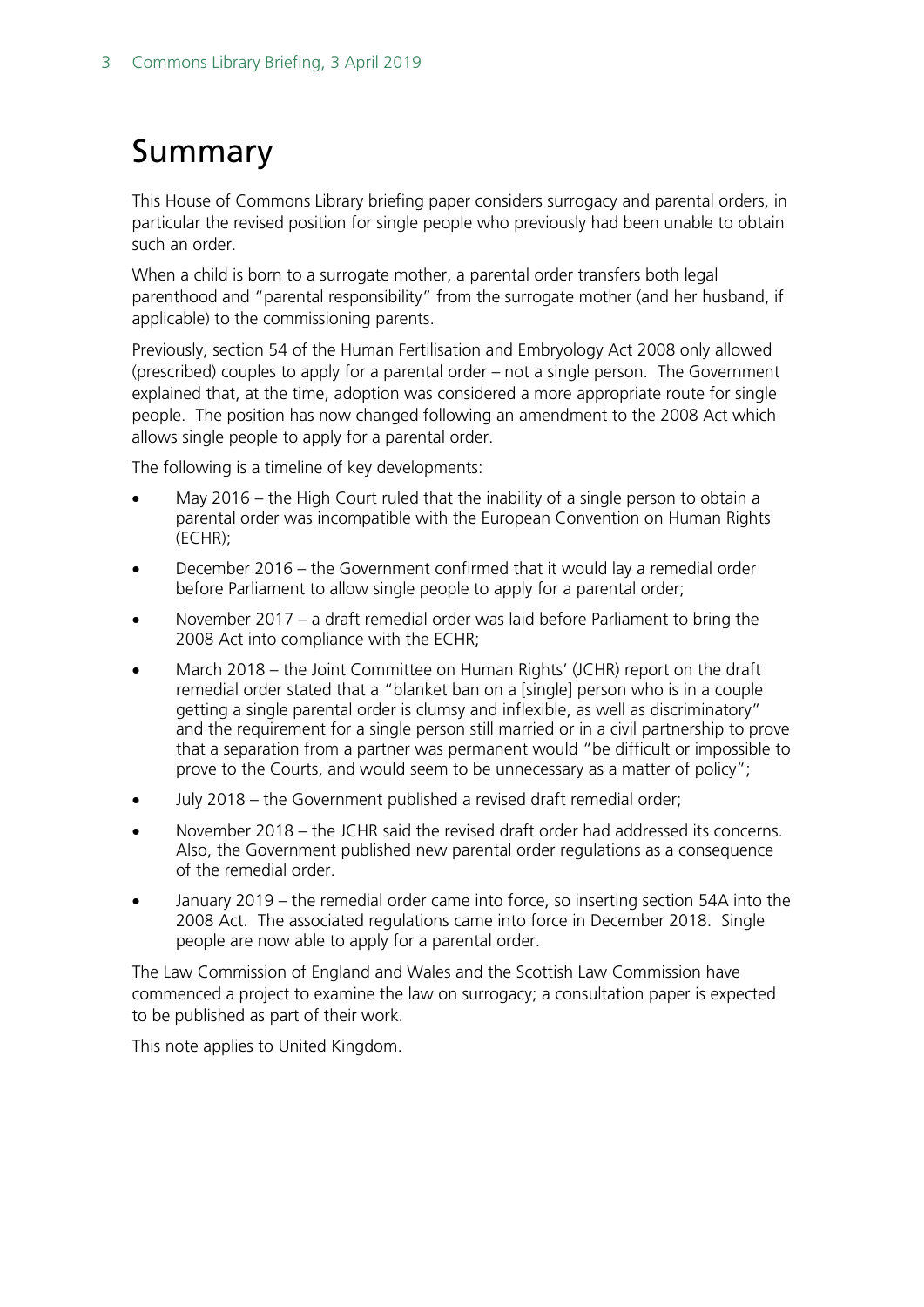# Summary

This House of Commons Library briefing paper considers surrogacy and parental orders, in particular the revised position for single people who previously had been unable to obtain such an order.

When a child is born to a surrogate mother, a parental order transfers both legal parenthood and "parental responsibility" from the surrogate mother (and her husband, if applicable) to the commissioning parents.

Previously, section 54 of the Human Fertilisation and Embryology Act 2008 only allowed (prescribed) couples to apply for a parental order – not a single person. The Government explained that, at the time, adoption was considered a more appropriate route for single people. The position has now changed following an amendment to the 2008 Act which allows single people to apply for a parental order.

The following is a timeline of key developments:

- May 2016 – the High Court ruled that the inability of a single person to obtain a parental order was incompatible with the European Convention on Human Rights (ECHR);
- December 2016 – the Government confirmed that it would lay a remedial order before Parliament to allow single people to apply for a parental order;
- November 2017 – a draft remedial order was laid before Parliament to bring the 2008 Act into compliance with the ECHR;
- March 2018 – the Joint Committee on Human Rights' (JCHR) report on the draft remedial order stated that a "blanket ban on a [single] person who is in a couple getting a single parental order is clumsy and inflexible, as well as discriminatory" and the requirement for a single person still married or in a civil partnership to prove that a separation from a partner was permanent would "be difficult or impossible to prove to the Courts, and would seem to be unnecessary as a matter of policy";
- July 2018 – the Government published a revised draft remedial order;
- November 2018 – the JCHR said the revised draft order had addressed its concerns. Also, the Government published new parental order regulations as a consequence of the remedial order.
- January 2019 – the remedial order came into force, so inserting section 54A into the 2008 Act. The associated regulations came into force in December 2018. Single people are now able to apply for a parental order.

The Law Commission of England and Wales and the Scottish Law Commission have commenced a project to examine the law on surrogacy; a consultation paper is expected to be published as part of their work.

This note applies to United Kingdom.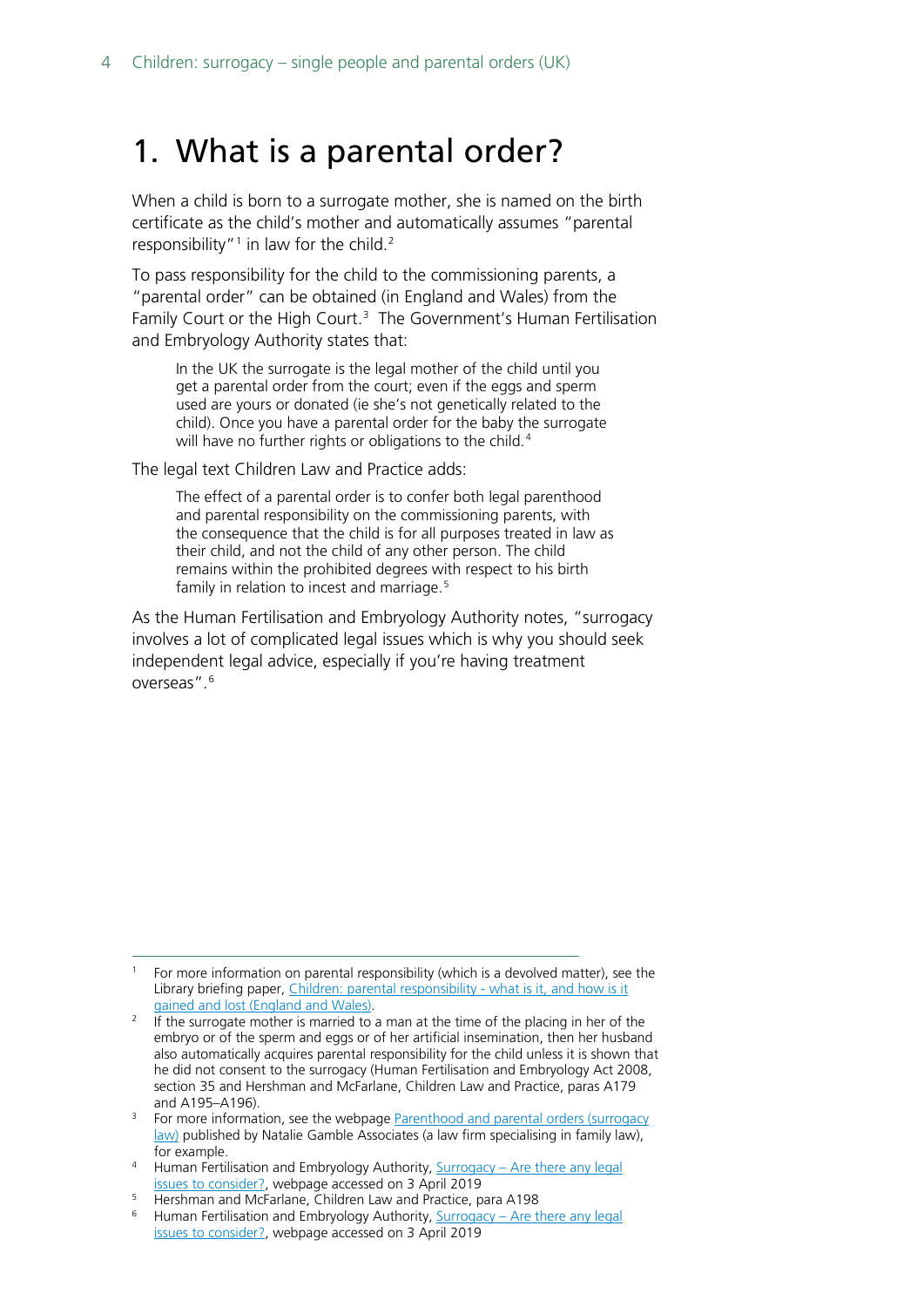# 1. What is a parental order?

When a child is born to a surrogate mother, she is named on the birth certificate as the child's mother and automatically assumes "parental responsibility"[1] in law for the child.[2]

To pass responsibility for the child to the commissioning parents, a "parental order" can be obtained (in England and Wales) from the Family Court or the High Court.[3] The Government's Human Fertilisation and Embryology Authority states that:

> In the UK the surrogate is the legal mother of the child until you get a parental order from the court; even if the eggs and sperm used are yours or donated (ie she's not genetically related to the child). Once you have a parental order for the baby the surrogate will have no further rights or obligations to the child.[4]

The legal text Children Law and Practice adds:

> The effect of a parental order is to confer both legal parenthood and parental responsibility on the commissioning parents, with the consequence that the child is for all purposes treated in law as their child, and not the child of any other person. The child remains within the prohibited degrees with respect to his birth family in relation to incest and marriage.[5]

As the Human Fertilisation and Embryology Authority notes, "surrogacy involves a lot of complicated legal issues which is why you should seek independent legal advice, especially if you're having treatment overseas".[6]

---

1. For more information on parental responsibility (which is a devolved matter), see the Library briefing paper, [Children: parental responsibility - what is it, and how is it gained and lost (England and Wales)](#).
2. If the surrogate mother is married to a man at the time of the placing in her of the embryo or of the sperm and eggs or of her artificial insemination, then her husband also automatically acquires parental responsibility for the child unless it is shown that he did not consent to the surrogacy (Human Fertilisation and Embryology Act 2008, section 35 and Hershman and McFarlane, Children Law and Practice, paras A179 and A195–A196).
3. For more information, see the webpage [Parenthood and parental orders (surrogacy law)](#) published by Natalie Gamble Associates (a law firm specialising in family law), for example.
4. Human Fertilisation and Embryology Authority, [Surrogacy – Are there any legal issues to consider?](#), webpage accessed on 3 April 2019
5. Hershman and McFarlane, Children Law and Practice, para A198
6. Human Fertilisation and Embryology Authority, [Surrogacy – Are there any legal issues to consider?](#), webpage accessed on 3 April 2019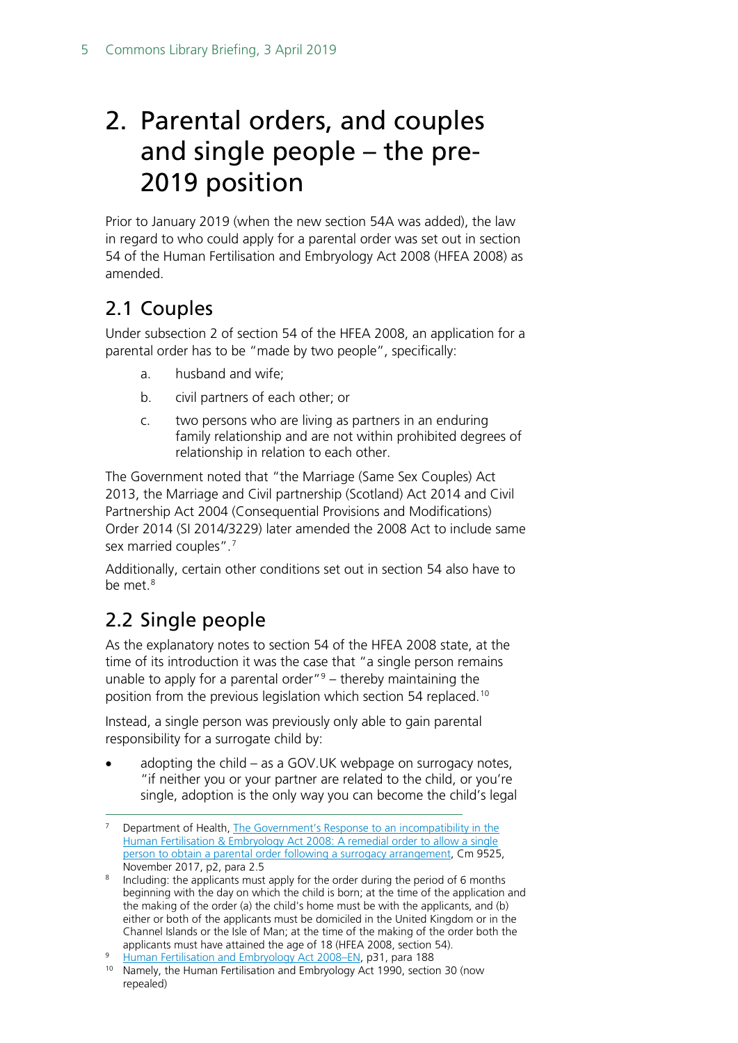# 2. Parental orders, and couples and single people – the pre-2019 position

Prior to January 2019 (when the new section 54A was added), the law in regard to who could apply for a parental order was set out in section 54 of the Human Fertilisation and Embryology Act 2008 (HFEA 2008) as amended.

## 2.1 Couples

Under subsection 2 of section 54 of the HFEA 2008, an application for a parental order has to be "made by two people", specifically:

a. husband and wife;

b. civil partners of each other; or

c. two persons who are living as partners in an enduring family relationship and are not within prohibited degrees of relationship in relation to each other.

The Government noted that "the Marriage (Same Sex Couples) Act 2013, the Marriage and Civil partnership (Scotland) Act 2014 and Civil Partnership Act 2004 (Consequential Provisions and Modifications) Order 2014 (SI 2014/3229) later amended the 2008 Act to include same sex married couples".[7]

Additionally, certain other conditions set out in section 54 also have to be met.[8]

## 2.2 Single people

As the explanatory notes to section 54 of the HFEA 2008 state, at the time of its introduction it was the case that "a single person remains unable to apply for a parental order"[9] – thereby maintaining the position from the previous legislation which section 54 replaced.[10]

Instead, a single person was previously only able to gain parental responsibility for a surrogate child by:

- adopting the child – as a GOV.UK webpage on surrogacy notes, "if neither you or your partner are related to the child, or you're single, adoption is the only way you can become the child's legal

---

[7] Department of Health, The Government's Response to an incompatibility in the Human Fertilisation & Embryology Act 2008: A remedial order to allow a single person to obtain a parental order following a surrogacy arrangement, Cm 9525, November 2017, p2, para 2.5

[8] Including: the applicants must apply for the order during the period of 6 months beginning with the day on which the child is born; at the time of the application and the making of the order (a) the child's home must be with the applicants, and (b) either or both of the applicants must be domiciled in the United Kingdom or in the Channel Islands or the Isle of Man; at the time of the making of the order both the applicants must have attained the age of 18 (HFEA 2008, section 54).

[9] Human Fertilisation and Embryology Act 2008–EN, p31, para 188

[10] Namely, the Human Fertilisation and Embryology Act 1990, section 30 (now repealed)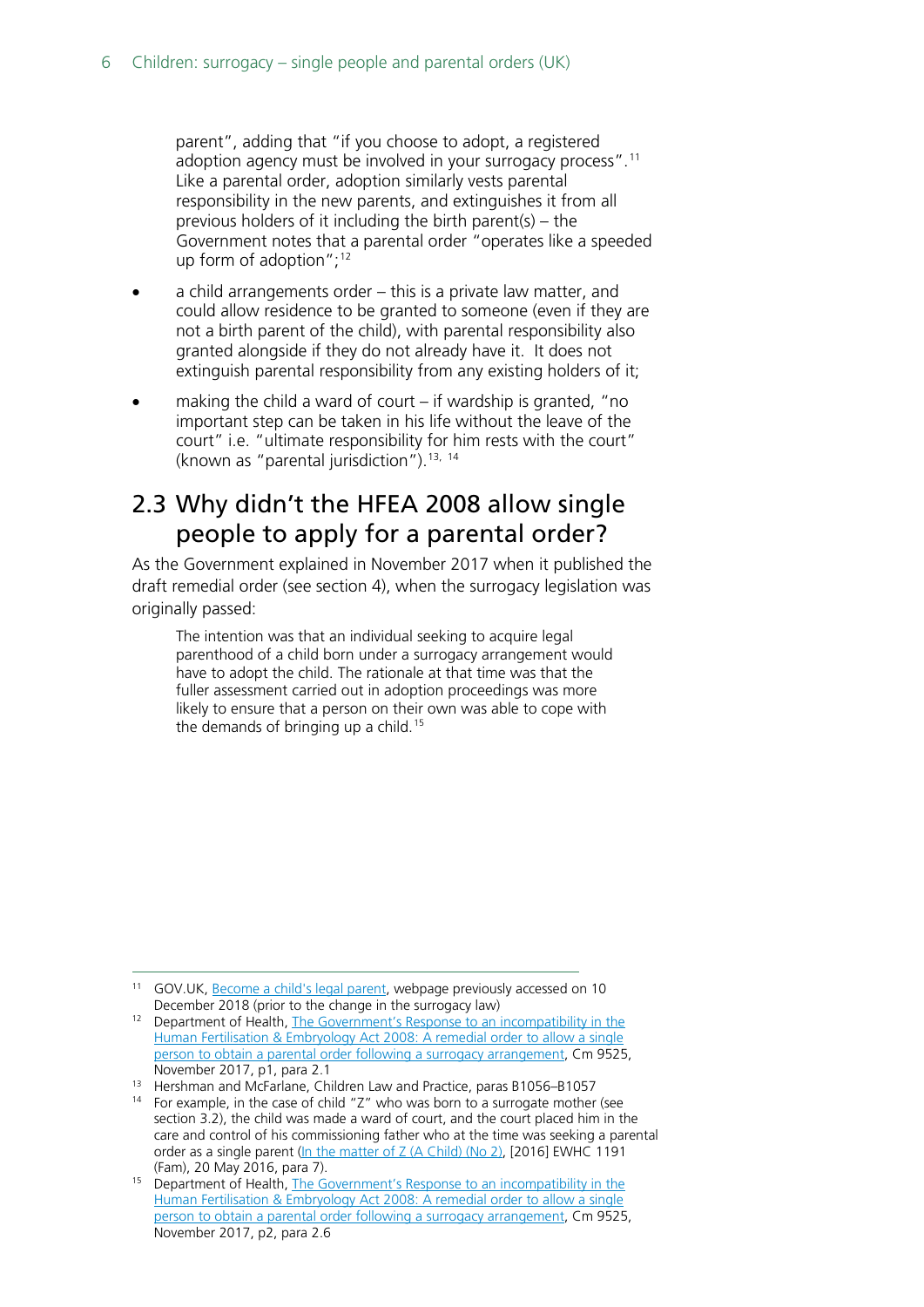parent", adding that "if you choose to adopt, a registered adoption agency must be involved in your surrogacy process".[11] Like a parental order, adoption similarly vests parental responsibility in the new parents, and extinguishes it from all previous holders of it including the birth parent(s) – the Government notes that a parental order "operates like a speeded up form of adoption";[12]

- a child arrangements order – this is a private law matter, and could allow residence to be granted to someone (even if they are not a birth parent of the child), with parental responsibility also granted alongside if they do not already have it. It does not extinguish parental responsibility from any existing holders of it;
- making the child a ward of court – if wardship is granted, "no important step can be taken in his life without the leave of the court" i.e. "ultimate responsibility for him rests with the court" (known as "parental jurisdiction").[13, 14]

## 2.3 Why didn't the HFEA 2008 allow single people to apply for a parental order?

As the Government explained in November 2017 when it published the draft remedial order (see section 4), when the surrogacy legislation was originally passed:

> The intention was that an individual seeking to acquire legal parenthood of a child born under a surrogacy arrangement would have to adopt the child. The rationale at that time was that the fuller assessment carried out in adoption proceedings was more likely to ensure that a person on their own was able to cope with the demands of bringing up a child.[15]

---

[11] GOV.UK, Become a child's legal parent, webpage previously accessed on 10 December 2018 (prior to the change in the surrogacy law)

[12] Department of Health, The Government's Response to an incompatibility in the Human Fertilisation & Embryology Act 2008: A remedial order to allow a single person to obtain a parental order following a surrogacy arrangement, Cm 9525, November 2017, p1, para 2.1

[13] Hershman and McFarlane, Children Law and Practice, paras B1056–B1057

[14] For example, in the case of child "Z" who was born to a surrogate mother (see section 3.2), the child was made a ward of court, and the court placed him in the care and control of his commissioning father who at the time was seeking a parental order as a single parent (In the matter of Z (A Child) (No 2), [2016] EWHC 1191 (Fam), 20 May 2016, para 7).

[15] Department of Health, The Government's Response to an incompatibility in the Human Fertilisation & Embryology Act 2008: A remedial order to allow a single person to obtain a parental order following a surrogacy arrangement, Cm 9525, November 2017, p2, para 2.6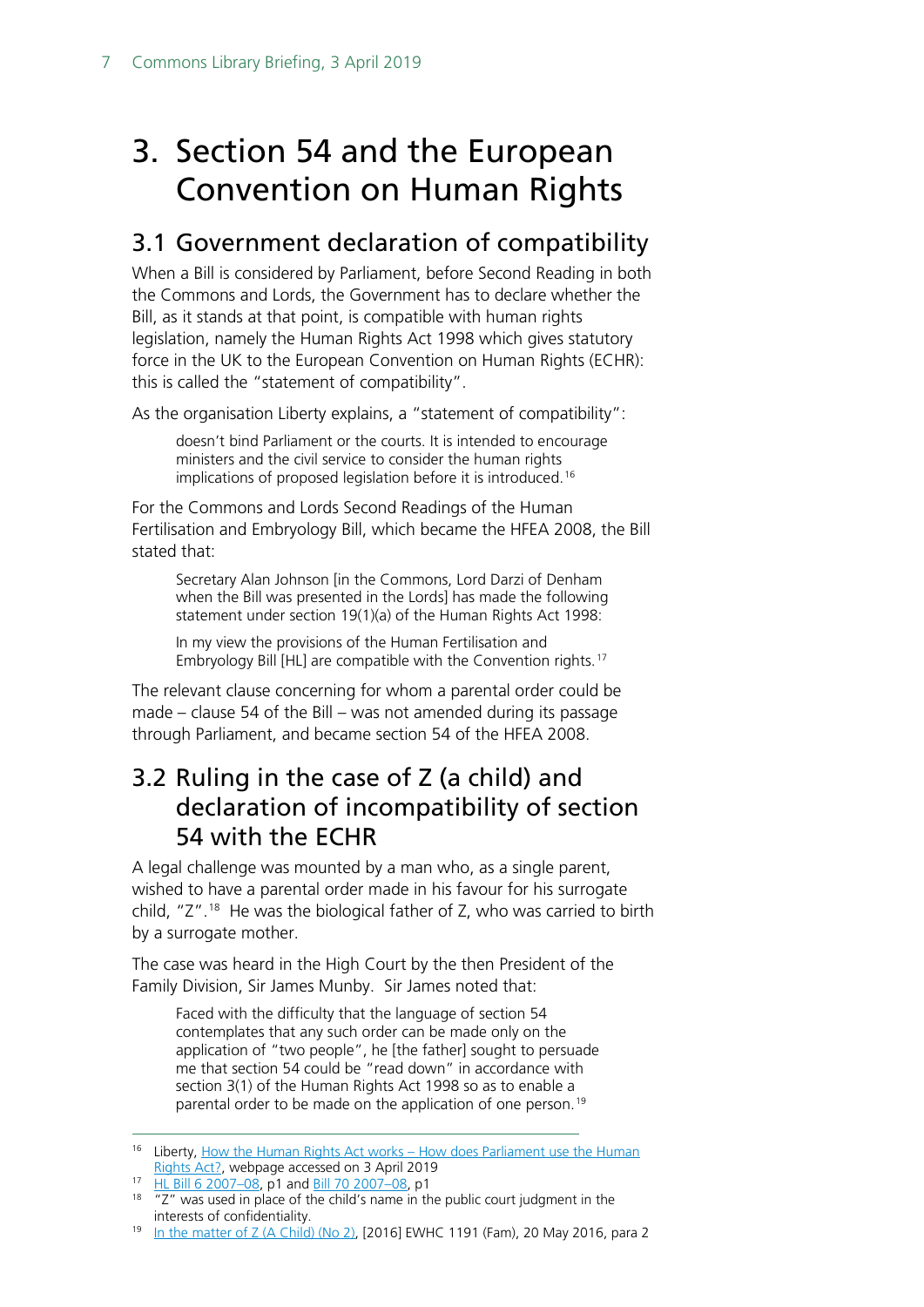# 3. Section 54 and the European Convention on Human Rights

## 3.1 Government declaration of compatibility

When a Bill is considered by Parliament, before Second Reading in both the Commons and Lords, the Government has to declare whether the Bill, as it stands at that point, is compatible with human rights legislation, namely the Human Rights Act 1998 which gives statutory force in the UK to the European Convention on Human Rights (ECHR): this is called the "statement of compatibility".

As the organisation Liberty explains, a "statement of compatibility":

> doesn't bind Parliament or the courts. It is intended to encourage ministers and the civil service to consider the human rights implications of proposed legislation before it is introduced.[16]

For the Commons and Lords Second Readings of the Human Fertilisation and Embryology Bill, which became the HFEA 2008, the Bill stated that:

> Secretary Alan Johnson [in the Commons, Lord Darzi of Denham when the Bill was presented in the Lords] has made the following statement under section 19(1)(a) of the Human Rights Act 1998:
>
> In my view the provisions of the Human Fertilisation and Embryology Bill [HL] are compatible with the Convention rights.[17]

The relevant clause concerning for whom a parental order could be made – clause 54 of the Bill – was not amended during its passage through Parliament, and became section 54 of the HFEA 2008.

## 3.2 Ruling in the case of Z (a child) and declaration of incompatibility of section 54 with the ECHR

A legal challenge was mounted by a man who, as a single parent, wished to have a parental order made in his favour for his surrogate child, "Z".[18] He was the biological father of Z, who was carried to birth by a surrogate mother.

The case was heard in the High Court by the then President of the Family Division, Sir James Munby. Sir James noted that:

> Faced with the difficulty that the language of section 54 contemplates that any such order can be made only on the application of "two people", he [the father] sought to persuade me that section 54 could be "read down" in accordance with section 3(1) of the Human Rights Act 1998 so as to enable a parental order to be made on the application of one person.[19]

---

[16] Liberty, How the Human Rights Act works – How does Parliament use the Human Rights Act?, webpage accessed on 3 April 2019

[17] HL Bill 6 2007–08, p1 and Bill 70 2007–08, p1

[18] "Z" was used in place of the child's name in the public court judgment in the interests of confidentiality.

[19] In the matter of Z (A Child) (No 2), [2016] EWHC 1191 (Fam), 20 May 2016, para 2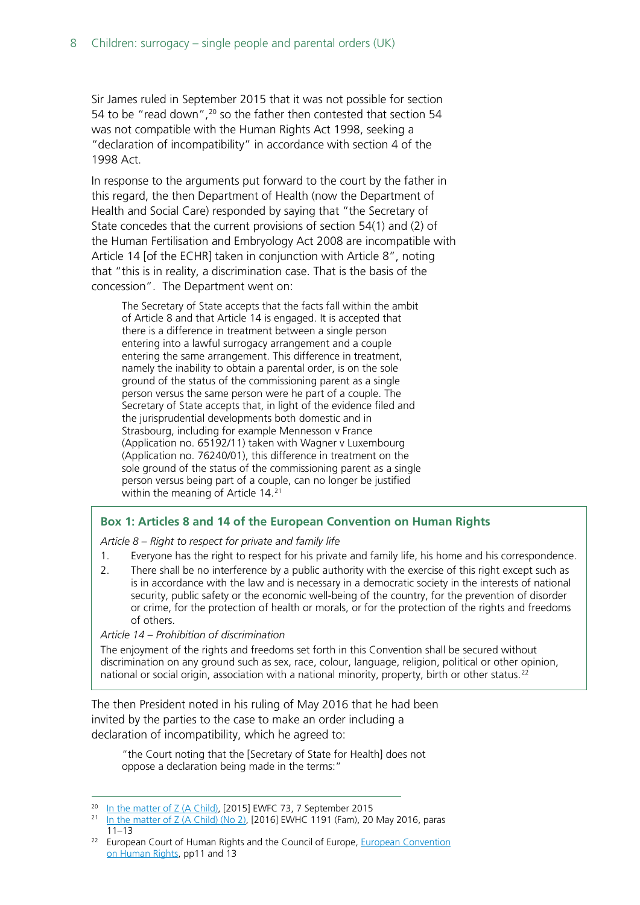Sir James ruled in September 2015 that it was not possible for section 54 to be "read down",[20] so the father then contested that section 54 was not compatible with the Human Rights Act 1998, seeking a "declaration of incompatibility" in accordance with section 4 of the 1998 Act.

In response to the arguments put forward to the court by the father in this regard, the then Department of Health (now the Department of Health and Social Care) responded by saying that "the Secretary of State concedes that the current provisions of section 54(1) and (2) of the Human Fertilisation and Embryology Act 2008 are incompatible with Article 14 [of the ECHR] taken in conjunction with Article 8", noting that "this is in reality, a discrimination case. That is the basis of the concession". The Department went on:

> The Secretary of State accepts that the facts fall within the ambit of Article 8 and that Article 14 is engaged. It is accepted that there is a difference in treatment between a single person entering into a lawful surrogacy arrangement and a couple entering the same arrangement. This difference in treatment, namely the inability to obtain a parental order, is on the sole ground of the status of the commissioning parent as a single person versus the same person were he part of a couple. The Secretary of State accepts that, in light of the evidence filed and the jurisprudential developments both domestic and in Strasbourg, including for example Mennesson v France (Application no. 65192/11) taken with Wagner v Luxembourg (Application no. 76240/01), this difference in treatment on the sole ground of the status of the commissioning parent as a single person versus being part of a couple, can no longer be justified within the meaning of Article 14.[21]

### Box 1: Articles 8 and 14 of the European Convention on Human Rights

*Article 8 – Right to respect for private and family life*

1. Everyone has the right to respect for his private and family life, his home and his correspondence.
2. There shall be no interference by a public authority with the exercise of this right except such as is in accordance with the law and is necessary in a democratic society in the interests of national security, public safety or the economic well-being of the country, for the prevention of disorder or crime, for the protection of health or morals, or for the protection of the rights and freedoms of others.

*Article 14 – Prohibition of discrimination*

The enjoyment of the rights and freedoms set forth in this Convention shall be secured without discrimination on any ground such as sex, race, colour, language, religion, political or other opinion, national or social origin, association with a national minority, property, birth or other status.[22]

The then President noted in his ruling of May 2016 that he had been invited by the parties to the case to make an order including a declaration of incompatibility, which he agreed to:

> "the Court noting that the [Secretary of State for Health] does not oppose a declaration being made in the terms:"

---

[20] In the matter of Z (A Child), [2015] EWFC 73, 7 September 2015

[21] In the matter of Z (A Child) (No 2), [2016] EWHC 1191 (Fam), 20 May 2016, paras 11–13

[22] European Court of Human Rights and the Council of Europe, European Convention on Human Rights, pp11 and 13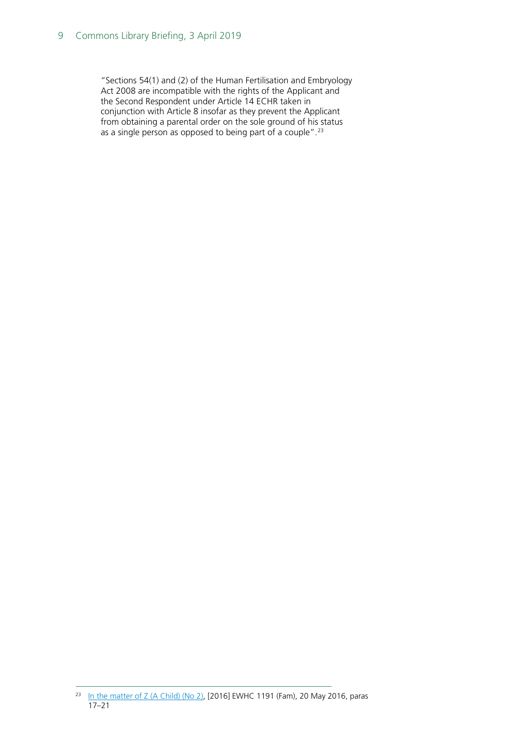> "Sections 54(1) and (2) of the Human Fertilisation and Embryology Act 2008 are incompatible with the rights of the Applicant and the Second Respondent under Article 14 ECHR taken in conjunction with Article 8 insofar as they prevent the Applicant from obtaining a parental order on the sole ground of his status as a single person as opposed to being part of a couple".[23]

[23] In the matter of Z (A Child) (No 2), [2016] EWHC 1191 (Fam), 20 May 2016, paras 17–21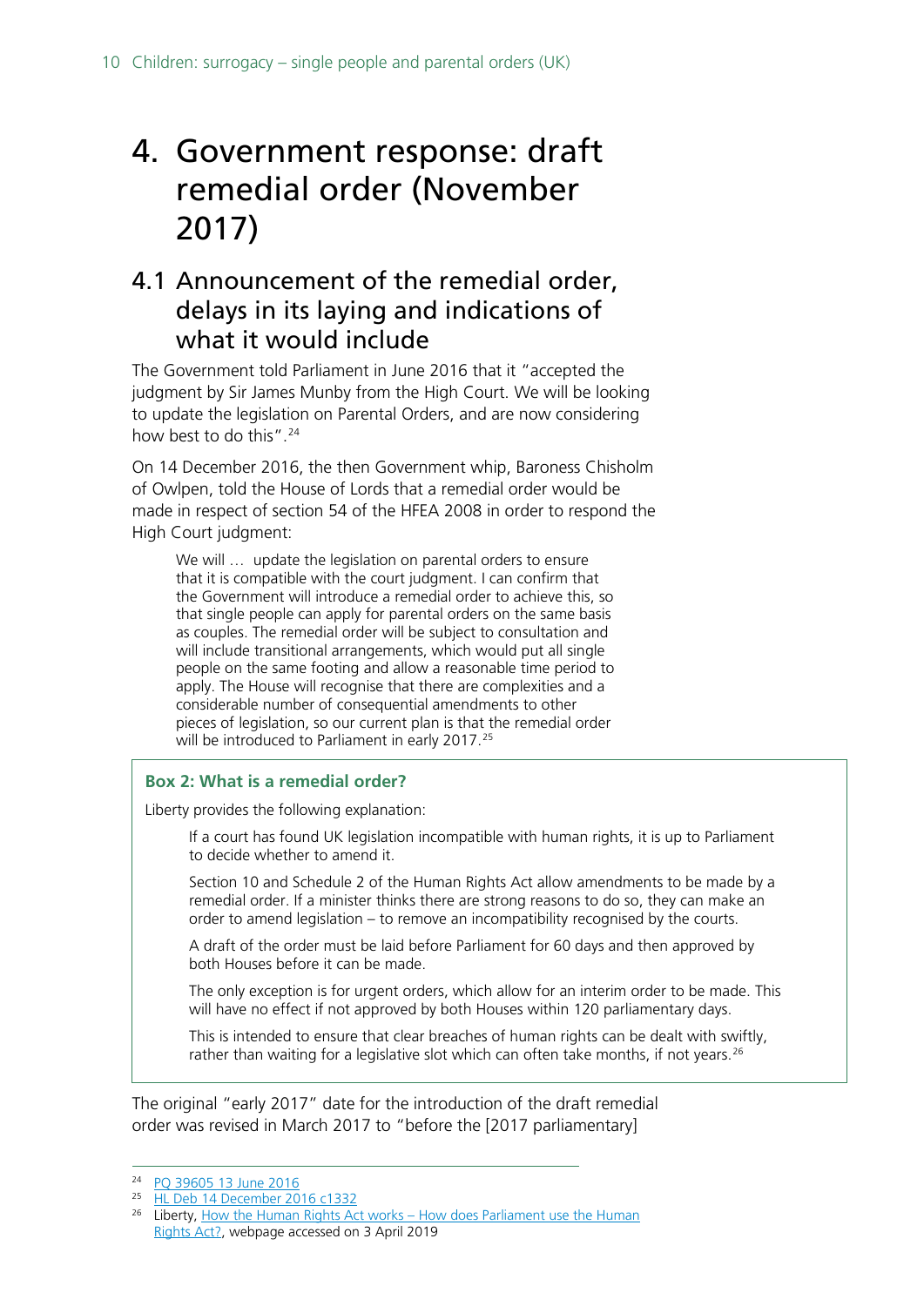# 4. Government response: draft remedial order (November 2017)

## 4.1 Announcement of the remedial order, delays in its laying and indications of what it would include

The Government told Parliament in June 2016 that it "accepted the judgment by Sir James Munby from the High Court. We will be looking to update the legislation on Parental Orders, and are now considering how best to do this".[24]

On 14 December 2016, the then Government whip, Baroness Chisholm of Owlpen, told the House of Lords that a remedial order would be made in respect of section 54 of the HFEA 2008 in order to respond the High Court judgment:

> We will … update the legislation on parental orders to ensure that it is compatible with the court judgment. I can confirm that the Government will introduce a remedial order to achieve this, so that single people can apply for parental orders on the same basis as couples. The remedial order will be subject to consultation and will include transitional arrangements, which would put all single people on the same footing and allow a reasonable time period to apply. The House will recognise that there are complexities and a considerable number of consequential amendments to other pieces of legislation, so our current plan is that the remedial order will be introduced to Parliament in early 2017.[25]

**Box 2: What is a remedial order?**

Liberty provides the following explanation:

> If a court has found UK legislation incompatible with human rights, it is up to Parliament to decide whether to amend it.
>
> Section 10 and Schedule 2 of the Human Rights Act allow amendments to be made by a remedial order. If a minister thinks there are strong reasons to do so, they can make an order to amend legislation – to remove an incompatibility recognised by the courts.
>
> A draft of the order must be laid before Parliament for 60 days and then approved by both Houses before it can be made.
>
> The only exception is for urgent orders, which allow for an interim order to be made. This will have no effect if not approved by both Houses within 120 parliamentary days.
>
> This is intended to ensure that clear breaches of human rights can be dealt with swiftly, rather than waiting for a legislative slot which can often take months, if not years.[26]

The original "early 2017" date for the introduction of the draft remedial order was revised in March 2017 to "before the [2017 parliamentary]

---

[24] PQ 39605 13 June 2016

[25] HL Deb 14 December 2016 c1332

[26] Liberty, How the Human Rights Act works – How does Parliament use the Human Rights Act?, webpage accessed on 3 April 2019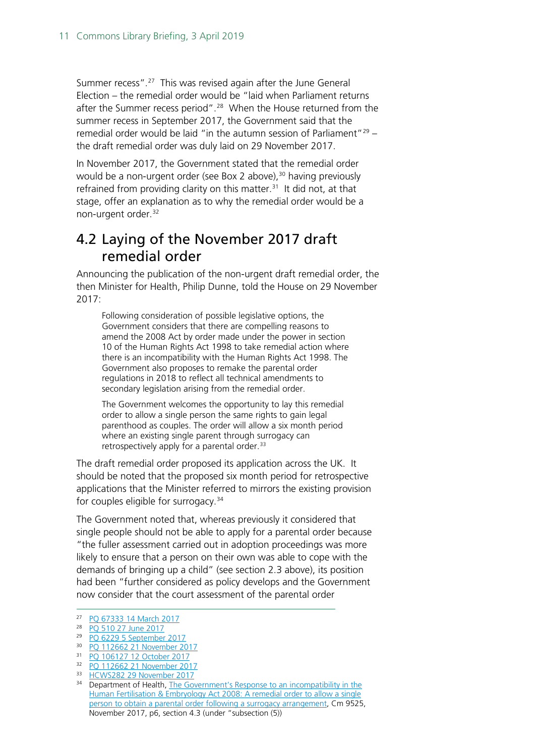Summer recess".[27] This was revised again after the June General Election – the remedial order would be "laid when Parliament returns after the Summer recess period".[28] When the House returned from the summer recess in September 2017, the Government said that the remedial order would be laid "in the autumn session of Parliament"[29] – the draft remedial order was duly laid on 29 November 2017.

In November 2017, the Government stated that the remedial order would be a non-urgent order (see Box 2 above),[30] having previously refrained from providing clarity on this matter.[31] It did not, at that stage, offer an explanation as to why the remedial order would be a non-urgent order.[32]

## 4.2 Laying of the November 2017 draft remedial order

Announcing the publication of the non-urgent draft remedial order, the then Minister for Health, Philip Dunne, told the House on 29 November 2017:

> Following consideration of possible legislative options, the Government considers that there are compelling reasons to amend the 2008 Act by order made under the power in section 10 of the Human Rights Act 1998 to take remedial action where there is an incompatibility with the Human Rights Act 1998. The Government also proposes to remake the parental order regulations in 2018 to reflect all technical amendments to secondary legislation arising from the remedial order.
>
> The Government welcomes the opportunity to lay this remedial order to allow a single person the same rights to gain legal parenthood as couples. The order will allow a six month period where an existing single parent through surrogacy can retrospectively apply for a parental order.[33]

The draft remedial order proposed its application across the UK. It should be noted that the proposed six month period for retrospective applications that the Minister referred to mirrors the existing provision for couples eligible for surrogacy.[34]

The Government noted that, whereas previously it considered that single people should not be able to apply for a parental order because "the fuller assessment carried out in adoption proceedings was more likely to ensure that a person on their own was able to cope with the demands of bringing up a child" (see section 2.3 above), its position had been "further considered as policy develops and the Government now consider that the court assessment of the parental order

---

[27] PQ 67333 14 March 2017

[28] PQ 510 27 June 2017

[29] PQ 6229 5 September 2017

[30] PQ 112662 21 November 2017

[31] PQ 106127 12 October 2017

[32] PQ 112662 21 November 2017

[33] HCWS282 29 November 2017

[34] Department of Health, The Government's Response to an incompatibility in the Human Fertilisation & Embryology Act 2008: A remedial order to allow a single person to obtain a parental order following a surrogacy arrangement, Cm 9525, November 2017, p6, section 4.3 (under "subsection (5))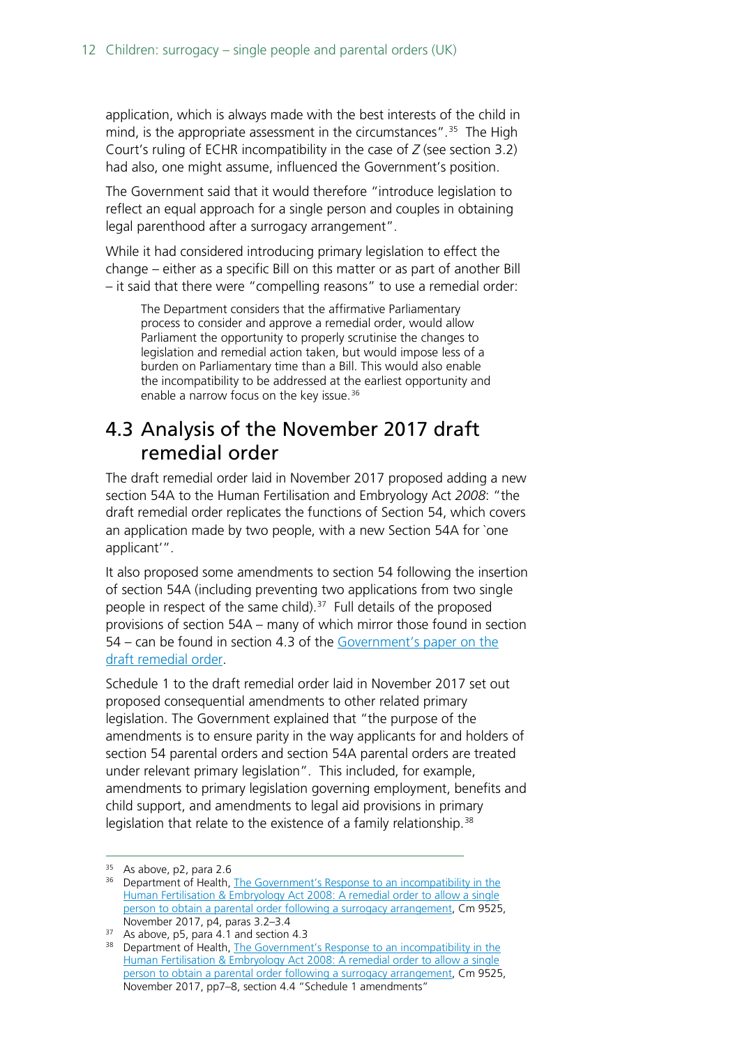application, which is always made with the best interests of the child in mind, is the appropriate assessment in the circumstances".[35] The High Court's ruling of ECHR incompatibility in the case of *Z* (see section 3.2) had also, one might assume, influenced the Government's position.

The Government said that it would therefore "introduce legislation to reflect an equal approach for a single person and couples in obtaining legal parenthood after a surrogacy arrangement".

While it had considered introducing primary legislation to effect the change – either as a specific Bill on this matter or as part of another Bill – it said that there were "compelling reasons" to use a remedial order:

> The Department considers that the affirmative Parliamentary process to consider and approve a remedial order, would allow Parliament the opportunity to properly scrutinise the changes to legislation and remedial action taken, but would impose less of a burden on Parliamentary time than a Bill. This would also enable the incompatibility to be addressed at the earliest opportunity and enable a narrow focus on the key issue.[36]

## 4.3 Analysis of the November 2017 draft remedial order

The draft remedial order laid in November 2017 proposed adding a new section 54A to the Human Fertilisation and Embryology Act *2008*: "the draft remedial order replicates the functions of Section 54, which covers an application made by two people, with a new Section 54A for 'one applicant'".

It also proposed some amendments to section 54 following the insertion of section 54A (including preventing two applications from two single people in respect of the same child).[37] Full details of the proposed provisions of section 54A – many of which mirror those found in section 54 – can be found in section 4.3 of the Government's paper on the draft remedial order.

Schedule 1 to the draft remedial order laid in November 2017 set out proposed consequential amendments to other related primary legislation. The Government explained that "the purpose of the amendments is to ensure parity in the way applicants for and holders of section 54 parental orders and section 54A parental orders are treated under relevant primary legislation". This included, for example, amendments to primary legislation governing employment, benefits and child support, and amendments to legal aid provisions in primary legislation that relate to the existence of a family relationship.[38]

---

[35] As above, p2, para 2.6

[36] Department of Health, The Government's Response to an incompatibility in the Human Fertilisation & Embryology Act 2008: A remedial order to allow a single person to obtain a parental order following a surrogacy arrangement, Cm 9525, November 2017, p4, paras 3.2–3.4

[37] As above, p5, para 4.1 and section 4.3

[38] Department of Health, The Government's Response to an incompatibility in the Human Fertilisation & Embryology Act 2008: A remedial order to allow a single person to obtain a parental order following a surrogacy arrangement, Cm 9525, November 2017, pp7–8, section 4.4 "Schedule 1 amendments"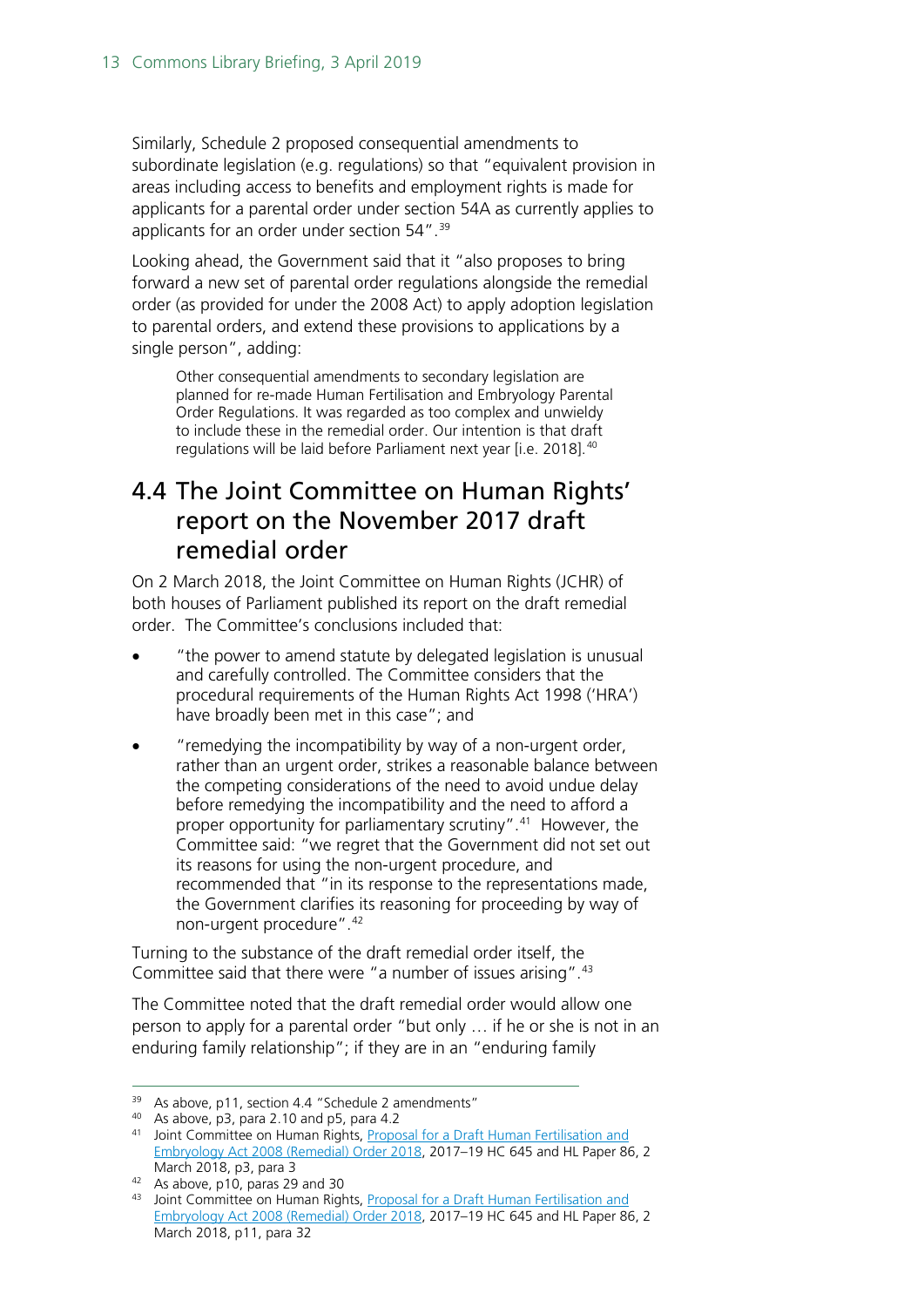Similarly, Schedule 2 proposed consequential amendments to subordinate legislation (e.g. regulations) so that "equivalent provision in areas including access to benefits and employment rights is made for applicants for a parental order under section 54A as currently applies to applicants for an order under section 54".[39]

Looking ahead, the Government said that it "also proposes to bring forward a new set of parental order regulations alongside the remedial order (as provided for under the 2008 Act) to apply adoption legislation to parental orders, and extend these provisions to applications by a single person", adding:

> Other consequential amendments to secondary legislation are planned for re-made Human Fertilisation and Embryology Parental Order Regulations. It was regarded as too complex and unwieldy to include these in the remedial order. Our intention is that draft regulations will be laid before Parliament next year [i.e. 2018].[40]

## 4.4 The Joint Committee on Human Rights' report on the November 2017 draft remedial order

On 2 March 2018, the Joint Committee on Human Rights (JCHR) of both houses of Parliament published its report on the draft remedial order. The Committee's conclusions included that:

- "the power to amend statute by delegated legislation is unusual and carefully controlled. The Committee considers that the procedural requirements of the Human Rights Act 1998 ('HRA') have broadly been met in this case"; and
- "remedying the incompatibility by way of a non-urgent order, rather than an urgent order, strikes a reasonable balance between the competing considerations of the need to avoid undue delay before remedying the incompatibility and the need to afford a proper opportunity for parliamentary scrutiny".[41] However, the Committee said: "we regret that the Government did not set out its reasons for using the non-urgent procedure, and recommended that "in its response to the representations made, the Government clarifies its reasoning for proceeding by way of non-urgent procedure".[42]

Turning to the substance of the draft remedial order itself, the Committee said that there were "a number of issues arising".[43]

The Committee noted that the draft remedial order would allow one person to apply for a parental order "but only … if he or she is not in an enduring family relationship"; if they are in an "enduring family

---

[39] As above, p11, section 4.4 "Schedule 2 amendments"

[40] As above, p3, para 2.10 and p5, para 4.2

[41] Joint Committee on Human Rights, Proposal for a Draft Human Fertilisation and Embryology Act 2008 (Remedial) Order 2018, 2017–19 HC 645 and HL Paper 86, 2 March 2018, p3, para 3

[42] As above, p10, paras 29 and 30

[43] Joint Committee on Human Rights, Proposal for a Draft Human Fertilisation and Embryology Act 2008 (Remedial) Order 2018, 2017–19 HC 645 and HL Paper 86, 2 March 2018, p11, para 32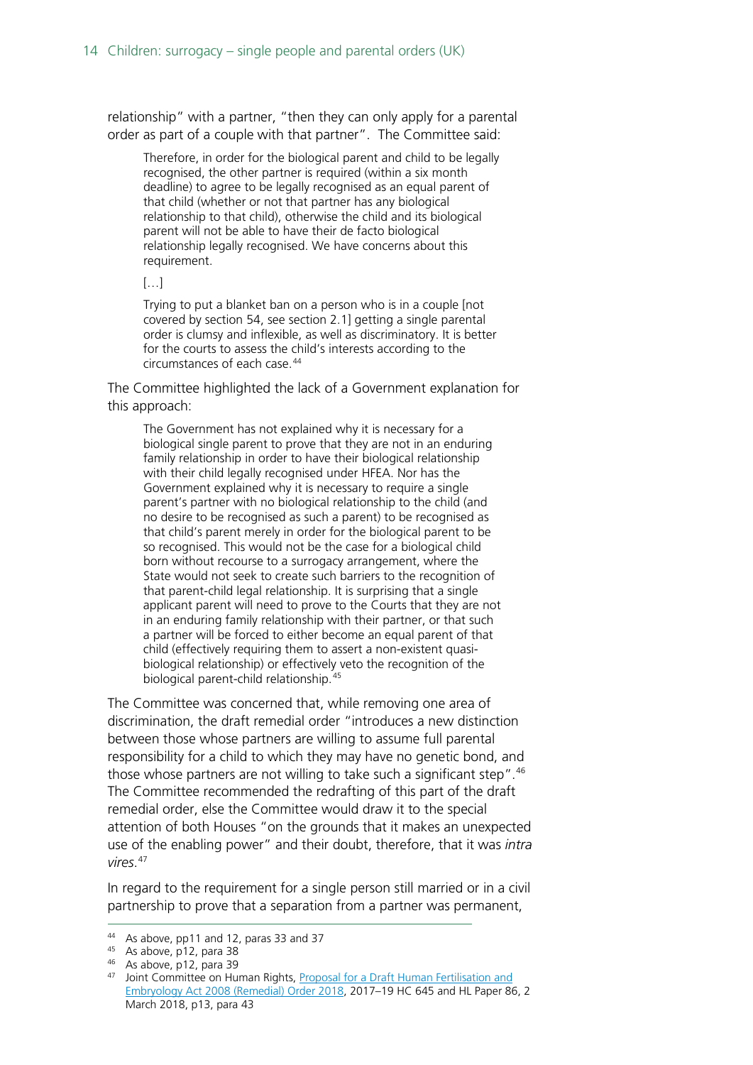relationship" with a partner, "then they can only apply for a parental order as part of a couple with that partner". The Committee said:

> Therefore, in order for the biological parent and child to be legally recognised, the other partner is required (within a six month deadline) to agree to be legally recognised as an equal parent of that child (whether or not that partner has any biological relationship to that child), otherwise the child and its biological parent will not be able to have their de facto biological relationship legally recognised. We have concerns about this requirement.
>
> [...]
>
> Trying to put a blanket ban on a person who is in a couple [not covered by section 54, see section 2.1] getting a single parental order is clumsy and inflexible, as well as discriminatory. It is better for the courts to assess the child's interests according to the circumstances of each case.[44]

The Committee highlighted the lack of a Government explanation for this approach:

> The Government has not explained why it is necessary for a biological single parent to prove that they are not in an enduring family relationship in order to have their biological relationship with their child legally recognised under HFEA. Nor has the Government explained why it is necessary to require a single parent's partner with no biological relationship to the child (and no desire to be recognised as such a parent) to be recognised as that child's parent merely in order for the biological parent to be so recognised. This would not be the case for a biological child born without recourse to a surrogacy arrangement, where the State would not seek to create such barriers to the recognition of that parent-child legal relationship. It is surprising that a single applicant parent will need to prove to the Courts that they are not in an enduring family relationship with their partner, or that such a partner will be forced to either become an equal parent of that child (effectively requiring them to assert a non-existent quasi-biological relationship) or effectively veto the recognition of the biological parent-child relationship.[45]

The Committee was concerned that, while removing one area of discrimination, the draft remedial order "introduces a new distinction between those whose partners are willing to assume full parental responsibility for a child to which they may have no genetic bond, and those whose partners are not willing to take such a significant step".[46] The Committee recommended the redrafting of this part of the draft remedial order, else the Committee would draw it to the special attention of both Houses "on the grounds that it makes an unexpected use of the enabling power" and their doubt, therefore, that it was *intra vires*.[47]

In regard to the requirement for a single person still married or in a civil partnership to prove that a separation from a partner was permanent,

---

[44] As above, pp11 and 12, paras 33 and 37

[45] As above, p12, para 38

[46] As above, p12, para 39

[47] Joint Committee on Human Rights, Proposal for a Draft Human Fertilisation and Embryology Act 2008 (Remedial) Order 2018, 2017–19 HC 645 and HL Paper 86, 2 March 2018, p13, para 43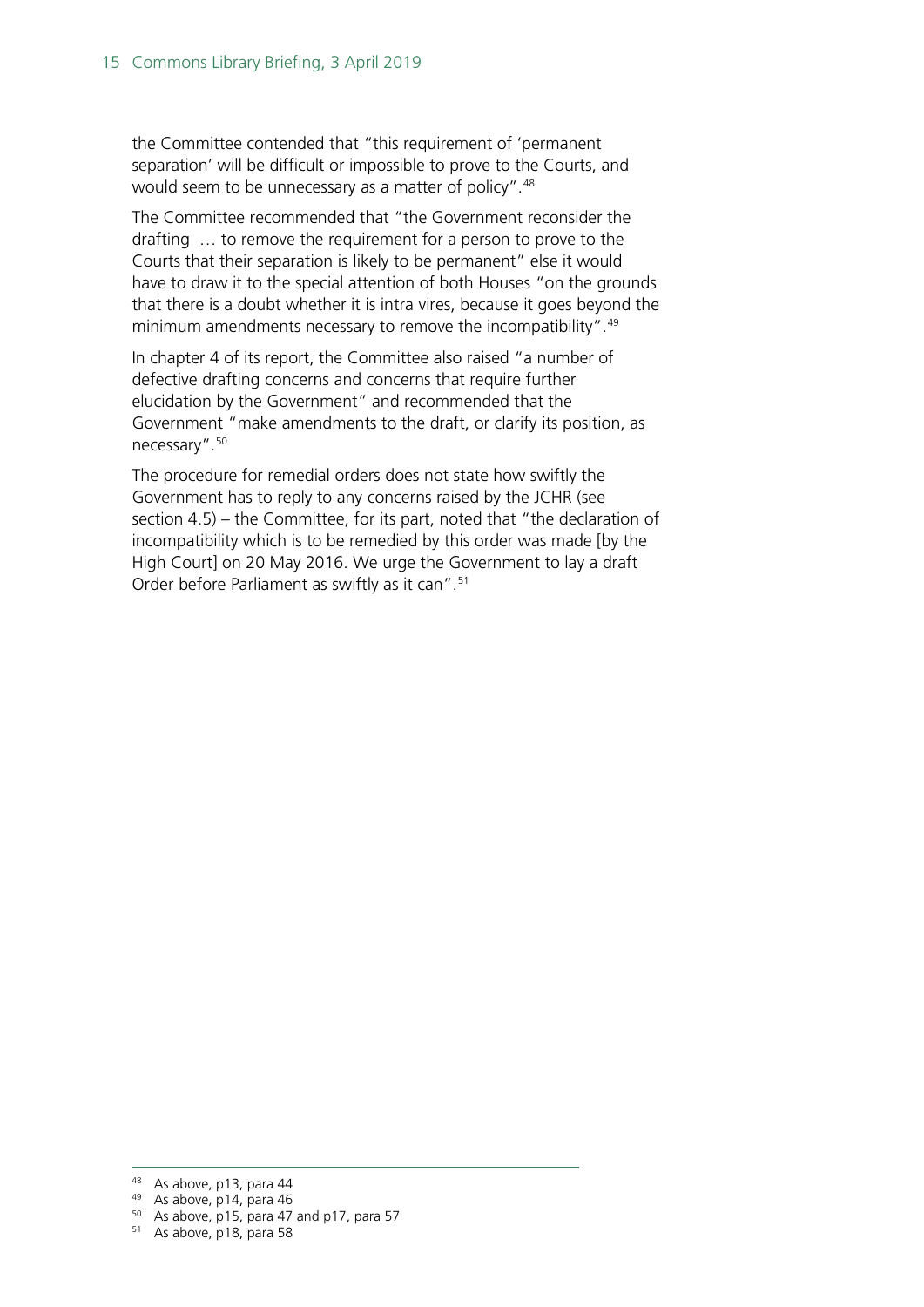the Committee contended that "this requirement of 'permanent separation' will be difficult or impossible to prove to the Courts, and would seem to be unnecessary as a matter of policy".[48]

The Committee recommended that "the Government reconsider the drafting … to remove the requirement for a person to prove to the Courts that their separation is likely to be permanent" else it would have to draw it to the special attention of both Houses "on the grounds that there is a doubt whether it is intra vires, because it goes beyond the minimum amendments necessary to remove the incompatibility".[49]

In chapter 4 of its report, the Committee also raised "a number of defective drafting concerns and concerns that require further elucidation by the Government" and recommended that the Government "make amendments to the draft, or clarify its position, as necessary".[50]

The procedure for remedial orders does not state how swiftly the Government has to reply to any concerns raised by the JCHR (see section 4.5) – the Committee, for its part, noted that "the declaration of incompatibility which is to be remedied by this order was made [by the High Court] on 20 May 2016. We urge the Government to lay a draft Order before Parliament as swiftly as it can".[51]

---

[48] As above, p13, para 44

[49] As above, p14, para 46

[50] As above, p15, para 47 and p17, para 57

[51] As above, p18, para 58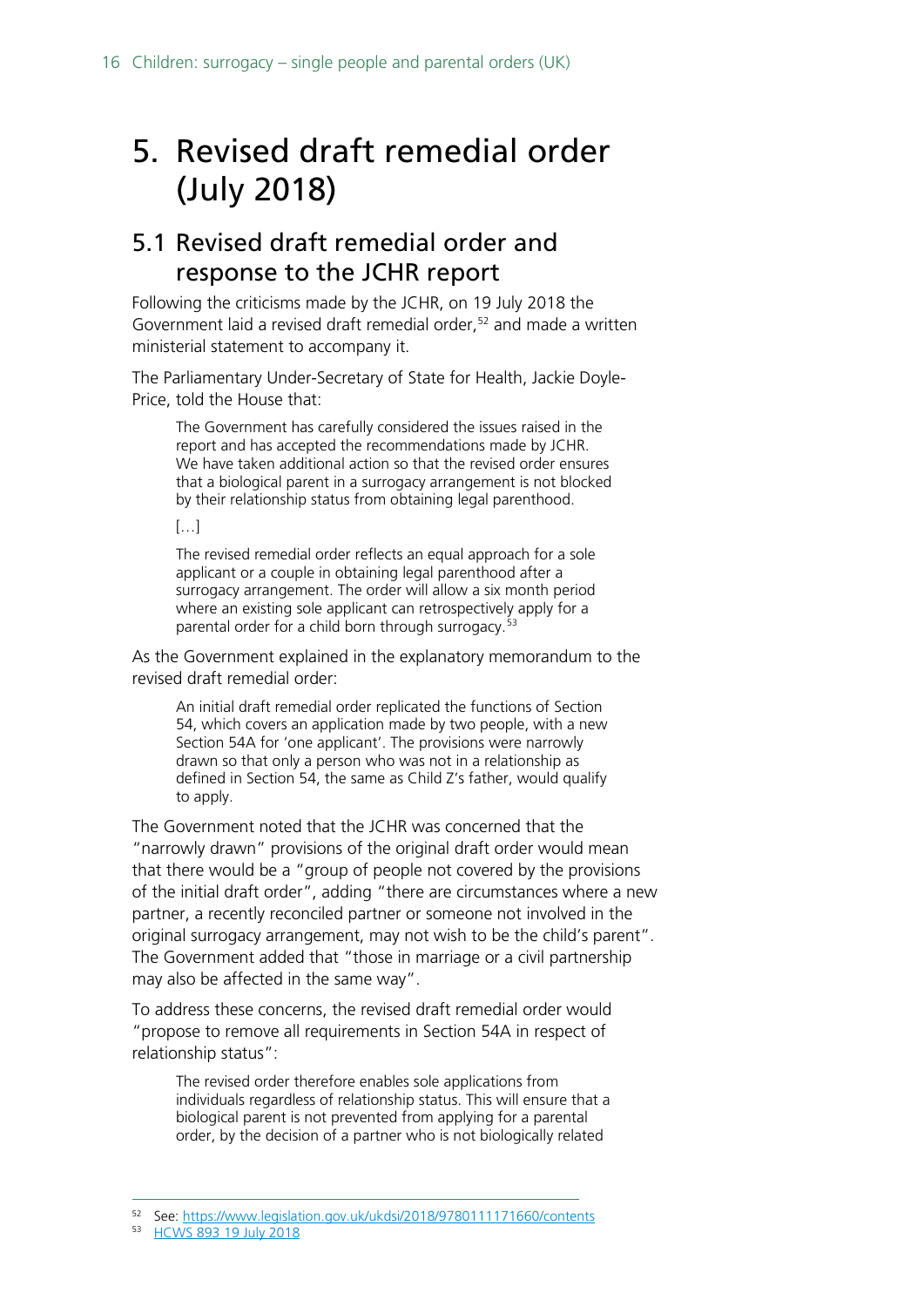# 5. Revised draft remedial order (July 2018)

## 5.1 Revised draft remedial order and response to the JCHR report

Following the criticisms made by the JCHR, on 19 July 2018 the Government laid a revised draft remedial order,[52] and made a written ministerial statement to accompany it.

The Parliamentary Under-Secretary of State for Health, Jackie Doyle-Price, told the House that:

> The Government has carefully considered the issues raised in the report and has accepted the recommendations made by JCHR. We have taken additional action so that the revised order ensures that a biological parent in a surrogacy arrangement is not blocked by their relationship status from obtaining legal parenthood.
>
> […]
>
> The revised remedial order reflects an equal approach for a sole applicant or a couple in obtaining legal parenthood after a surrogacy arrangement. The order will allow a six month period where an existing sole applicant can retrospectively apply for a parental order for a child born through surrogacy.[53]

As the Government explained in the explanatory memorandum to the revised draft remedial order:

> An initial draft remedial order replicated the functions of Section 54, which covers an application made by two people, with a new Section 54A for 'one applicant'. The provisions were narrowly drawn so that only a person who was not in a relationship as defined in Section 54, the same as Child Z's father, would qualify to apply.

The Government noted that the JCHR was concerned that the "narrowly drawn" provisions of the original draft order would mean that there would be a "group of people not covered by the provisions of the initial draft order", adding "there are circumstances where a new partner, a recently reconciled partner or someone not involved in the original surrogacy arrangement, may not wish to be the child's parent". The Government added that "those in marriage or a civil partnership may also be affected in the same way".

To address these concerns, the revised draft remedial order would "propose to remove all requirements in Section 54A in respect of relationship status":

> The revised order therefore enables sole applications from individuals regardless of relationship status. This will ensure that a biological parent is not prevented from applying for a parental order, by the decision of a partner who is not biologically related

---

[52] See: https://www.legislation.gov.uk/ukdsi/2018/9780111171660/contents

[53] HCWS 893 19 July 2018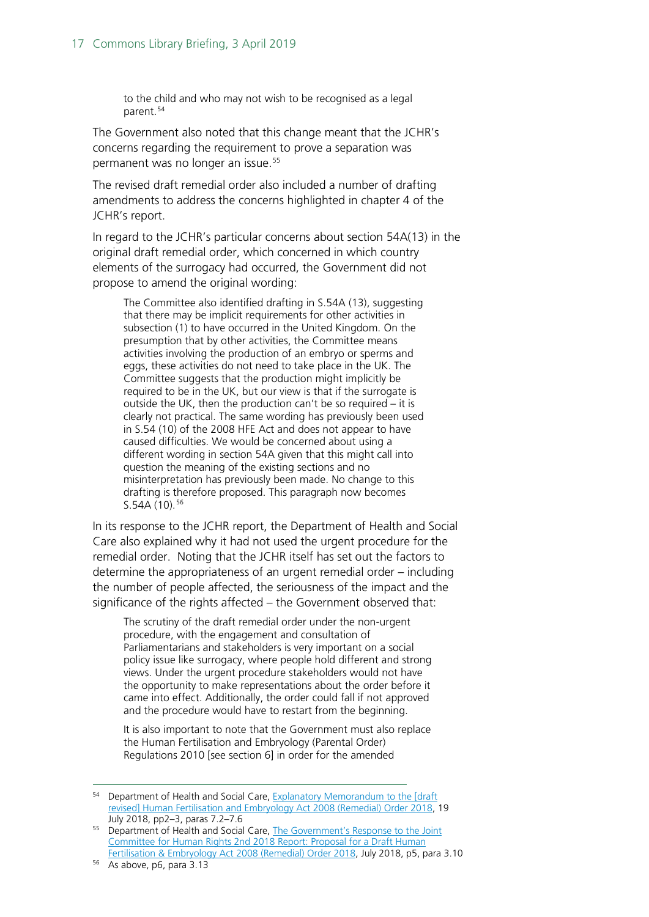> to the child and who may not wish to be recognised as a legal parent.[54]

The Government also noted that this change meant that the JCHR's concerns regarding the requirement to prove a separation was permanent was no longer an issue.[55]

The revised draft remedial order also included a number of drafting amendments to address the concerns highlighted in chapter 4 of the JCHR's report.

In regard to the JCHR's particular concerns about section 54A(13) in the original draft remedial order, which concerned in which country elements of the surrogacy had occurred, the Government did not propose to amend the original wording:

> The Committee also identified drafting in S.54A (13), suggesting that there may be implicit requirements for other activities in subsection (1) to have occurred in the United Kingdom. On the presumption that by other activities, the Committee means activities involving the production of an embryo or sperms and eggs, these activities do not need to take place in the UK. The Committee suggests that the production might implicitly be required to be in the UK, but our view is that if the surrogate is outside the UK, then the production can't be so required – it is clearly not practical. The same wording has previously been used in S.54 (10) of the 2008 HFE Act and does not appear to have caused difficulties. We would be concerned about using a different wording in section 54A given that this might call into question the meaning of the existing sections and no misinterpretation has previously been made. No change to this drafting is therefore proposed. This paragraph now becomes S.54A (10).[56]

In its response to the JCHR report, the Department of Health and Social Care also explained why it had not used the urgent procedure for the remedial order. Noting that the JCHR itself has set out the factors to determine the appropriateness of an urgent remedial order – including the number of people affected, the seriousness of the impact and the significance of the rights affected – the Government observed that:

> The scrutiny of the draft remedial order under the non-urgent procedure, with the engagement and consultation of Parliamentarians and stakeholders is very important on a social policy issue like surrogacy, where people hold different and strong views. Under the urgent procedure stakeholders would not have the opportunity to make representations about the order before it came into effect. Additionally, the order could fall if not approved and the procedure would have to restart from the beginning.
>
> It is also important to note that the Government must also replace the Human Fertilisation and Embryology (Parental Order) Regulations 2010 [see section 6] in order for the amended

---

[54] Department of Health and Social Care, Explanatory Memorandum to the [draft revised] Human Fertilisation and Embryology Act 2008 (Remedial) Order 2018, 19 July 2018, pp2–3, paras 7.2–7.6

[55] Department of Health and Social Care, The Government's Response to the Joint Committee for Human Rights 2nd 2018 Report: Proposal for a Draft Human Fertilisation & Embryology Act 2008 (Remedial) Order 2018, July 2018, p5, para 3.10

[56] As above, p6, para 3.13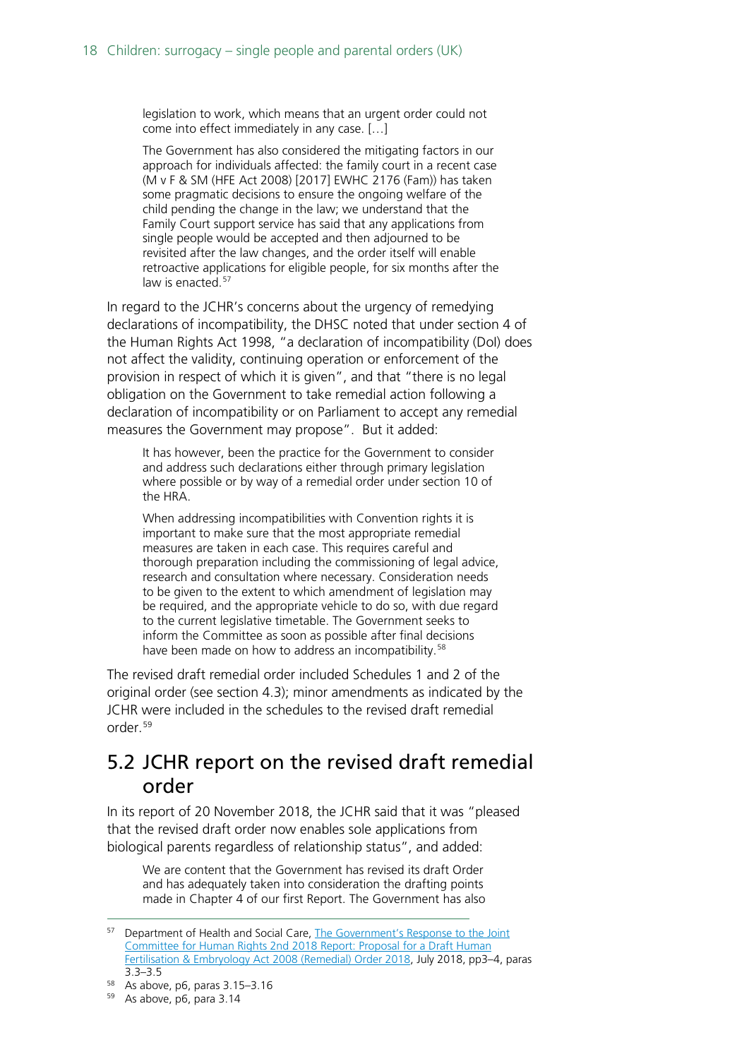> legislation to work, which means that an urgent order could not come into effect immediately in any case. […]
>
> The Government has also considered the mitigating factors in our approach for individuals affected: the family court in a recent case (M v F & SM (HFE Act 2008) [2017] EWHC 2176 (Fam)) has taken some pragmatic decisions to ensure the ongoing welfare of the child pending the change in the law; we understand that the Family Court support service has said that any applications from single people would be accepted and then adjourned to be revisited after the law changes, and the order itself will enable retroactive applications for eligible people, for six months after the law is enacted.[57]

In regard to the JCHR's concerns about the urgency of remedying declarations of incompatibility, the DHSC noted that under section 4 of the Human Rights Act 1998, "a declaration of incompatibility (DoI) does not affect the validity, continuing operation or enforcement of the provision in respect of which it is given", and that "there is no legal obligation on the Government to take remedial action following a declaration of incompatibility or on Parliament to accept any remedial measures the Government may propose". But it added:

> It has however, been the practice for the Government to consider and address such declarations either through primary legislation where possible or by way of a remedial order under section 10 of the HRA.
>
> When addressing incompatibilities with Convention rights it is important to make sure that the most appropriate remedial measures are taken in each case. This requires careful and thorough preparation including the commissioning of legal advice, research and consultation where necessary. Consideration needs to be given to the extent to which amendment of legislation may be required, and the appropriate vehicle to do so, with due regard to the current legislative timetable. The Government seeks to inform the Committee as soon as possible after final decisions have been made on how to address an incompatibility.[58]

The revised draft remedial order included Schedules 1 and 2 of the original order (see section 4.3); minor amendments as indicated by the JCHR were included in the schedules to the revised draft remedial order.[59]

## 5.2 JCHR report on the revised draft remedial order

In its report of 20 November 2018, the JCHR said that it was "pleased that the revised draft order now enables sole applications from biological parents regardless of relationship status", and added:

> We are content that the Government has revised its draft Order and has adequately taken into consideration the drafting points made in Chapter 4 of our first Report. The Government has also

---

[57] Department of Health and Social Care, The Government's Response to the Joint Committee for Human Rights 2nd 2018 Report: Proposal for a Draft Human Fertilisation & Embryology Act 2008 (Remedial) Order 2018, July 2018, pp3–4, paras 3.3–3.5

[58] As above, p6, paras 3.15–3.16

[59] As above, p6, para 3.14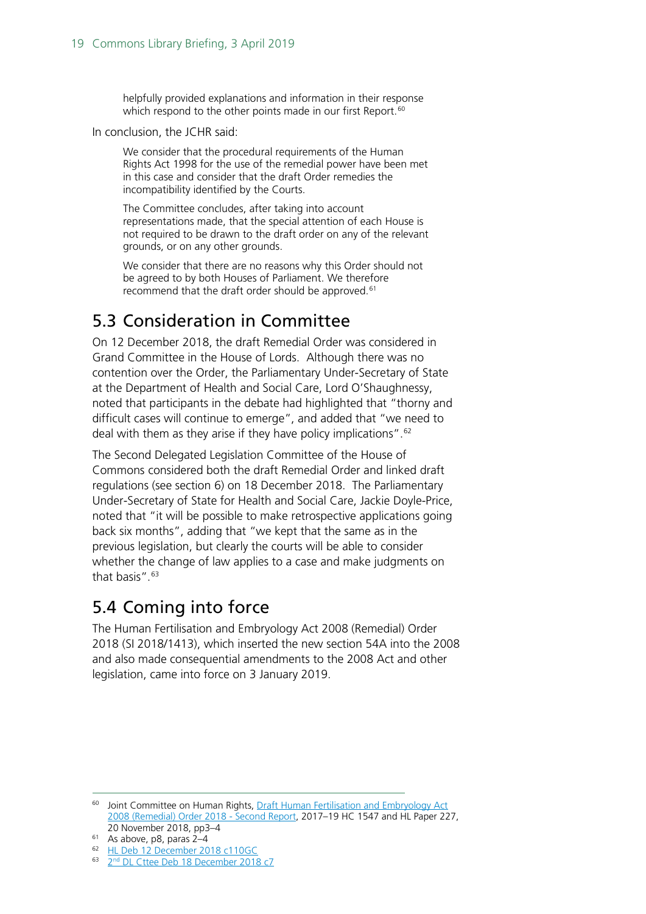> helpfully provided explanations and information in their response which respond to the other points made in our first Report.[60]

In conclusion, the JCHR said:

> We consider that the procedural requirements of the Human Rights Act 1998 for the use of the remedial power have been met in this case and consider that the draft Order remedies the incompatibility identified by the Courts.
>
> The Committee concludes, after taking into account representations made, that the special attention of each House is not required to be drawn to the draft order on any of the relevant grounds, or on any other grounds.
>
> We consider that there are no reasons why this Order should not be agreed to by both Houses of Parliament. We therefore recommend that the draft order should be approved.[61]

## 5.3 Consideration in Committee

On 12 December 2018, the draft Remedial Order was considered in Grand Committee in the House of Lords. Although there was no contention over the Order, the Parliamentary Under-Secretary of State at the Department of Health and Social Care, Lord O'Shaughnessy, noted that participants in the debate had highlighted that "thorny and difficult cases will continue to emerge", and added that "we need to deal with them as they arise if they have policy implications".[62]

The Second Delegated Legislation Committee of the House of Commons considered both the draft Remedial Order and linked draft regulations (see section 6) on 18 December 2018. The Parliamentary Under-Secretary of State for Health and Social Care, Jackie Doyle-Price, noted that "it will be possible to make retrospective applications going back six months", adding that "we kept that the same as in the previous legislation, but clearly the courts will be able to consider whether the change of law applies to a case and make judgments on that basis".[63]

## 5.4 Coming into force

The Human Fertilisation and Embryology Act 2008 (Remedial) Order 2018 (SI 2018/1413), which inserted the new section 54A into the 2008 and also made consequential amendments to the 2008 Act and other legislation, came into force on 3 January 2019.

---

[60] Joint Committee on Human Rights, Draft Human Fertilisation and Embryology Act 2008 (Remedial) Order 2018 - Second Report, 2017–19 HC 1547 and HL Paper 227, 20 November 2018, pp3–4

[61] As above, p8, paras 2–4

[62] HL Deb 12 December 2018 c110GC

[63] 2nd DL Cttee Deb 18 December 2018 c7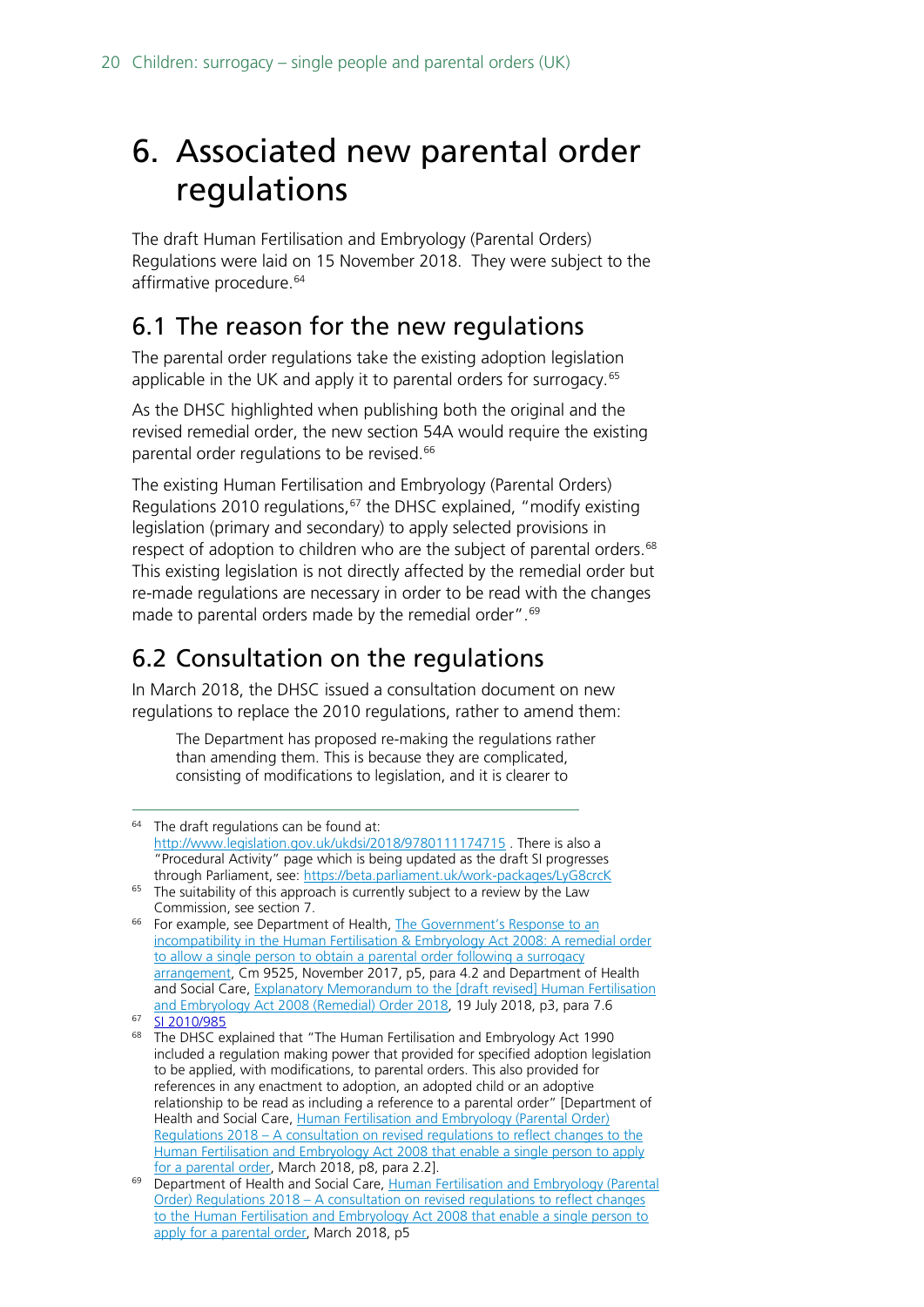# 6. Associated new parental order regulations

The draft Human Fertilisation and Embryology (Parental Orders) Regulations were laid on 15 November 2018. They were subject to the affirmative procedure.[64]

## 6.1 The reason for the new regulations

The parental order regulations take the existing adoption legislation applicable in the UK and apply it to parental orders for surrogacy.[65]

As the DHSC highlighted when publishing both the original and the revised remedial order, the new section 54A would require the existing parental order regulations to be revised.[66]

The existing Human Fertilisation and Embryology (Parental Orders) Regulations 2010 regulations,[67] the DHSC explained, "modify existing legislation (primary and secondary) to apply selected provisions in respect of adoption to children who are the subject of parental orders.[68] This existing legislation is not directly affected by the remedial order but re-made regulations are necessary in order to be read with the changes made to parental orders made by the remedial order".[69]

## 6.2 Consultation on the regulations

In March 2018, the DHSC issued a consultation document on new regulations to replace the 2010 regulations, rather to amend them:

> The Department has proposed re-making the regulations rather than amending them. This is because they are complicated, consisting of modifications to legislation, and it is clearer to

---

[64] The draft regulations can be found at: http://www.legislation.gov.uk/ukdsi/2018/9780111174715 . There is also a "Procedural Activity" page which is being updated as the draft SI progresses through Parliament, see: https://beta.parliament.uk/work-packages/LyG8crcK

[65] The suitability of this approach is currently subject to a review by the Law Commission, see section 7.

[66] For example, see Department of Health, The Government's Response to an incompatibility in the Human Fertilisation & Embryology Act 2008: A remedial order to allow a single person to obtain a parental order following a surrogacy arrangement, Cm 9525, November 2017, p5, para 4.2 and Department of Health and Social Care, Explanatory Memorandum to the [draft revised] Human Fertilisation and Embryology Act 2008 (Remedial) Order 2018, 19 July 2018, p3, para 7.6

[67] SI 2010/985

[68] The DHSC explained that "The Human Fertilisation and Embryology Act 1990 included a regulation making power that provided for specified adoption legislation to be applied, with modifications, to parental orders. This also provided for references in any enactment to adoption, an adopted child or an adoptive relationship to be read as including a reference to a parental order" [Department of Health and Social Care, Human Fertilisation and Embryology (Parental Order) Regulations 2018 – A consultation on revised regulations to reflect changes to the Human Fertilisation and Embryology Act 2008 that enable a single person to apply for a parental order, March 2018, p8, para 2.2].

[69] Department of Health and Social Care, Human Fertilisation and Embryology (Parental Order) Regulations 2018 – A consultation on revised regulations to reflect changes to the Human Fertilisation and Embryology Act 2008 that enable a single person to apply for a parental order, March 2018, p5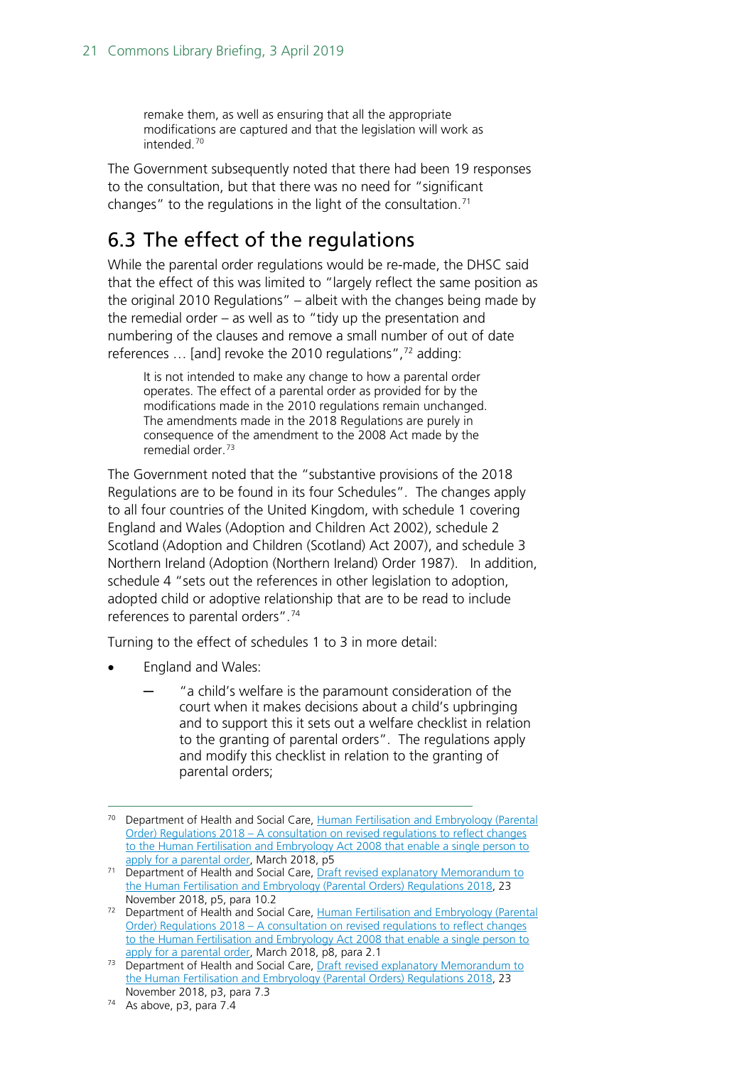> remake them, as well as ensuring that all the appropriate modifications are captured and that the legislation will work as intended.[70]

The Government subsequently noted that there had been 19 responses to the consultation, but that there was no need for "significant changes" to the regulations in the light of the consultation.[71]

## 6.3 The effect of the regulations

While the parental order regulations would be re-made, the DHSC said that the effect of this was limited to "largely reflect the same position as the original 2010 Regulations" – albeit with the changes being made by the remedial order – as well as to "tidy up the presentation and numbering of the clauses and remove a small number of out of date references … [and] revoke the 2010 regulations",[72] adding:

> It is not intended to make any change to how a parental order operates. The effect of a parental order as provided for by the modifications made in the 2010 regulations remain unchanged. The amendments made in the 2018 Regulations are purely in consequence of the amendment to the 2008 Act made by the remedial order.[73]

The Government noted that the "substantive provisions of the 2018 Regulations are to be found in its four Schedules". The changes apply to all four countries of the United Kingdom, with schedule 1 covering England and Wales (Adoption and Children Act 2002), schedule 2 Scotland (Adoption and Children (Scotland) Act 2007), and schedule 3 Northern Ireland (Adoption (Northern Ireland) Order 1987). In addition, schedule 4 "sets out the references in other legislation to adoption, adopted child or adoptive relationship that are to be read to include references to parental orders".[74]

Turning to the effect of schedules 1 to 3 in more detail:

- England and Wales:
  - "a child's welfare is the paramount consideration of the court when it makes decisions about a child's upbringing and to support this it sets out a welfare checklist in relation to the granting of parental orders". The regulations apply and modify this checklist in relation to the granting of parental orders;

---

70 Department of Health and Social Care, Human Fertilisation and Embryology (Parental Order) Regulations 2018 – A consultation on revised regulations to reflect changes to the Human Fertilisation and Embryology Act 2008 that enable a single person to apply for a parental order, March 2018, p5

71 Department of Health and Social Care, Draft revised explanatory Memorandum to the Human Fertilisation and Embryology (Parental Orders) Regulations 2018, 23 November 2018, p5, para 10.2

72 Department of Health and Social Care, Human Fertilisation and Embryology (Parental Order) Regulations 2018 – A consultation on revised regulations to reflect changes to the Human Fertilisation and Embryology Act 2008 that enable a single person to apply for a parental order, March 2018, p8, para 2.1

73 Department of Health and Social Care, Draft revised explanatory Memorandum to the Human Fertilisation and Embryology (Parental Orders) Regulations 2018, 23 November 2018, p3, para 7.3

74 As above, p3, para 7.4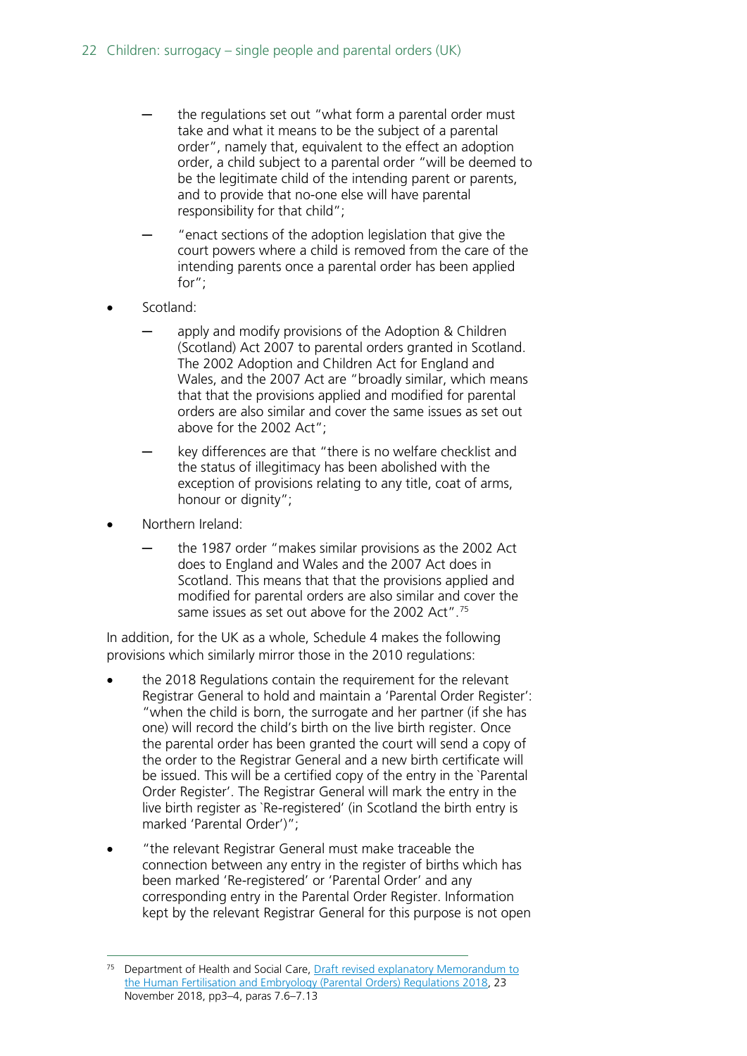- the regulations set out "what form a parental order must take and what it means to be the subject of a parental order", namely that, equivalent to the effect an adoption order, a child subject to a parental order "will be deemed to be the legitimate child of the intending parent or parents, and to provide that no-one else will have parental responsibility for that child";
  - "enact sections of the adoption legislation that give the court powers where a child is removed from the care of the intending parents once a parental order has been applied for";
- Scotland:
  - apply and modify provisions of the Adoption & Children (Scotland) Act 2007 to parental orders granted in Scotland. The 2002 Adoption and Children Act for England and Wales, and the 2007 Act are "broadly similar, which means that that the provisions applied and modified for parental orders are also similar and cover the same issues as set out above for the 2002 Act";
  - key differences are that "there is no welfare checklist and the status of illegitimacy has been abolished with the exception of provisions relating to any title, coat of arms, honour or dignity";
- Northern Ireland:
  - the 1987 order "makes similar provisions as the 2002 Act does to England and Wales and the 2007 Act does in Scotland. This means that that the provisions applied and modified for parental orders are also similar and cover the same issues as set out above for the 2002 Act".[75]

In addition, for the UK as a whole, Schedule 4 makes the following provisions which similarly mirror those in the 2010 regulations:

- the 2018 Regulations contain the requirement for the relevant Registrar General to hold and maintain a 'Parental Order Register': "when the child is born, the surrogate and her partner (if she has one) will record the child's birth on the live birth register. Once the parental order has been granted the court will send a copy of the order to the Registrar General and a new birth certificate will be issued. This will be a certified copy of the entry in the `Parental Order Register'. The Registrar General will mark the entry in the live birth register as `Re-registered' (in Scotland the birth entry is marked 'Parental Order')";
- "the relevant Registrar General must make traceable the connection between any entry in the register of births which has been marked 'Re-registered' or 'Parental Order' and any corresponding entry in the Parental Order Register. Information kept by the relevant Registrar General for this purpose is not open

[75] Department of Health and Social Care, Draft revised explanatory Memorandum to the Human Fertilisation and Embryology (Parental Orders) Regulations 2018, 23 November 2018, pp3–4, paras 7.6–7.13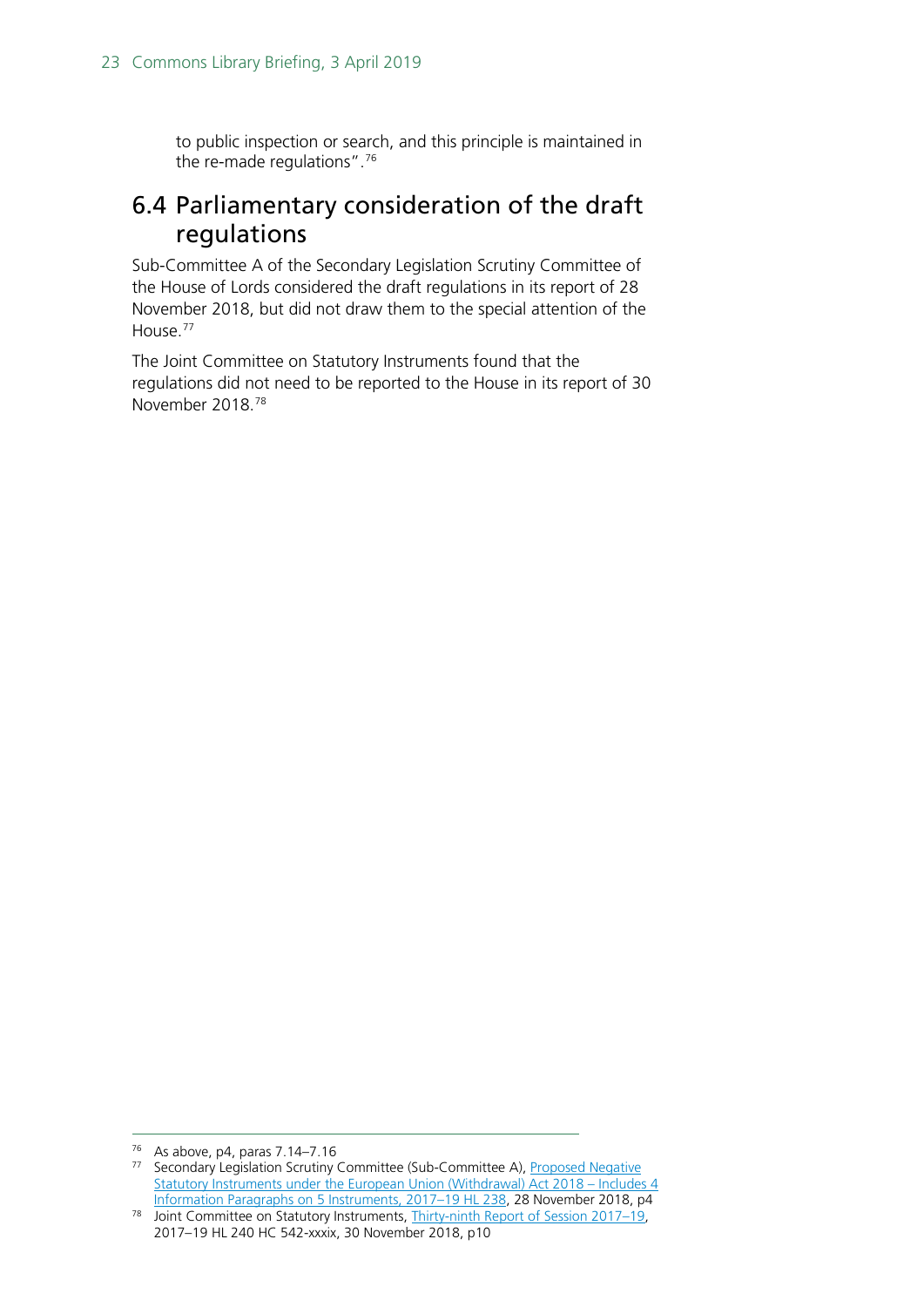to public inspection or search, and this principle is maintained in the re-made regulations".[76]

## 6.4 Parliamentary consideration of the draft regulations

Sub-Committee A of the Secondary Legislation Scrutiny Committee of the House of Lords considered the draft regulations in its report of 28 November 2018, but did not draw them to the special attention of the House.[77]

The Joint Committee on Statutory Instruments found that the regulations did not need to be reported to the House in its report of 30 November 2018.[78]

---

[76] As above, p4, paras 7.14–7.16

[77] Secondary Legislation Scrutiny Committee (Sub-Committee A), Proposed Negative Statutory Instruments under the European Union (Withdrawal) Act 2018 – Includes 4 Information Paragraphs on 5 Instruments, 2017–19 HL 238, 28 November 2018, p4

[78] Joint Committee on Statutory Instruments, Thirty-ninth Report of Session 2017–19, 2017–19 HL 240 HC 542-xxxix, 30 November 2018, p10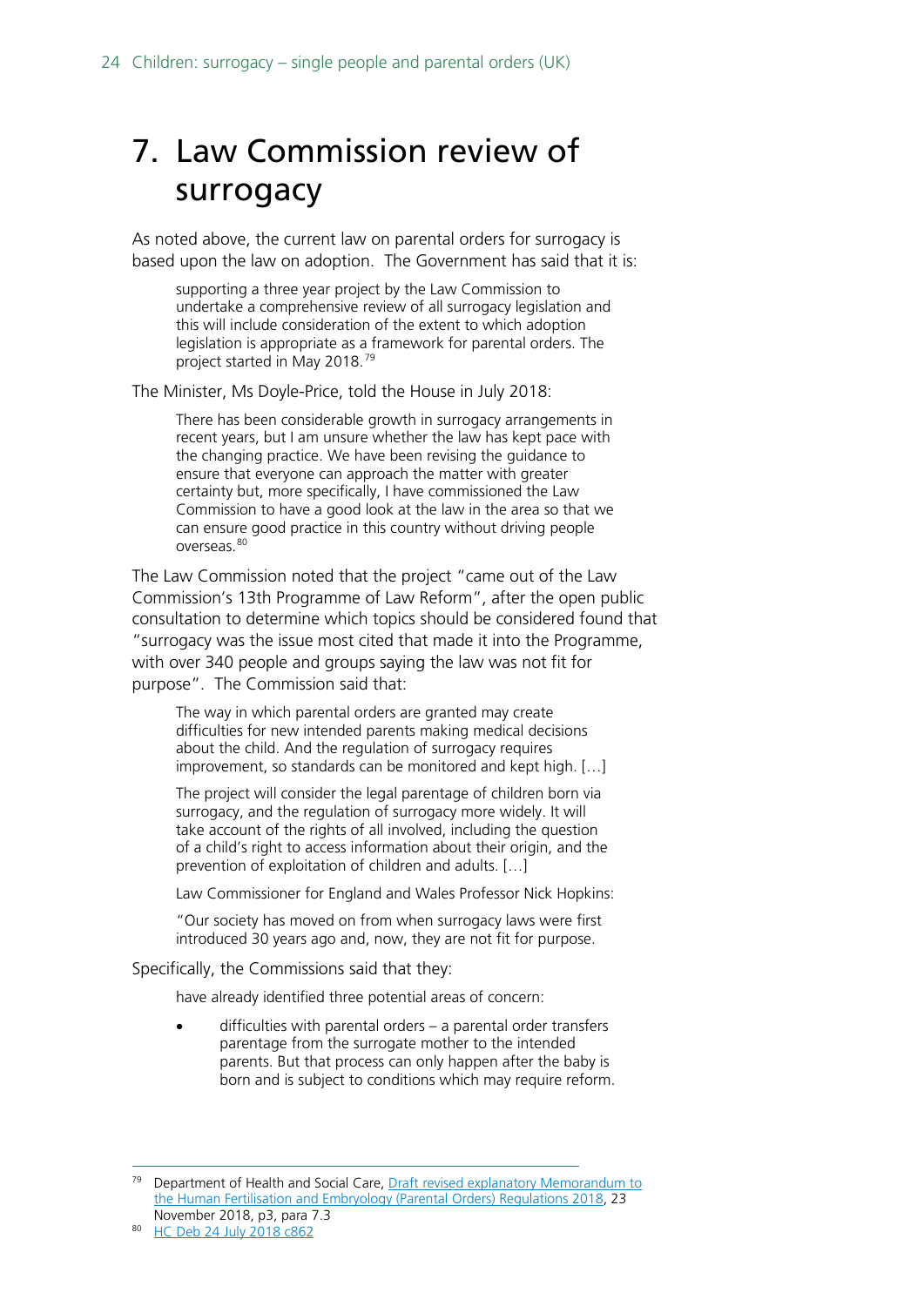# 7. Law Commission review of surrogacy

As noted above, the current law on parental orders for surrogacy is based upon the law on adoption. The Government has said that it is:

> supporting a three year project by the Law Commission to undertake a comprehensive review of all surrogacy legislation and this will include consideration of the extent to which adoption legislation is appropriate as a framework for parental orders. The project started in May 2018.[79]

The Minister, Ms Doyle-Price, told the House in July 2018:

> There has been considerable growth in surrogacy arrangements in recent years, but I am unsure whether the law has kept pace with the changing practice. We have been revising the guidance to ensure that everyone can approach the matter with greater certainty but, more specifically, I have commissioned the Law Commission to have a good look at the law in the area so that we can ensure good practice in this country without driving people overseas.[80]

The Law Commission noted that the project "came out of the Law Commission's 13th Programme of Law Reform", after the open public consultation to determine which topics should be considered found that "surrogacy was the issue most cited that made it into the Programme, with over 340 people and groups saying the law was not fit for purpose". The Commission said that:

> The way in which parental orders are granted may create difficulties for new intended parents making medical decisions about the child. And the regulation of surrogacy requires improvement, so standards can be monitored and kept high. […]
>
> The project will consider the legal parentage of children born via surrogacy, and the regulation of surrogacy more widely. It will take account of the rights of all involved, including the question of a child's right to access information about their origin, and the prevention of exploitation of children and adults. […]
>
> Law Commissioner for England and Wales Professor Nick Hopkins:
>
> "Our society has moved on from when surrogacy laws were first introduced 30 years ago and, now, they are not fit for purpose.

Specifically, the Commissions said that they:

> have already identified three potential areas of concern:
>
> - difficulties with parental orders – a parental order transfers parentage from the surrogate mother to the intended parents. But that process can only happen after the baby is born and is subject to conditions which may require reform.

[79] Department of Health and Social Care, Draft revised explanatory Memorandum to the Human Fertilisation and Embryology (Parental Orders) Regulations 2018, 23 November 2018, p3, para 7.3

[80] HC Deb 24 July 2018 c862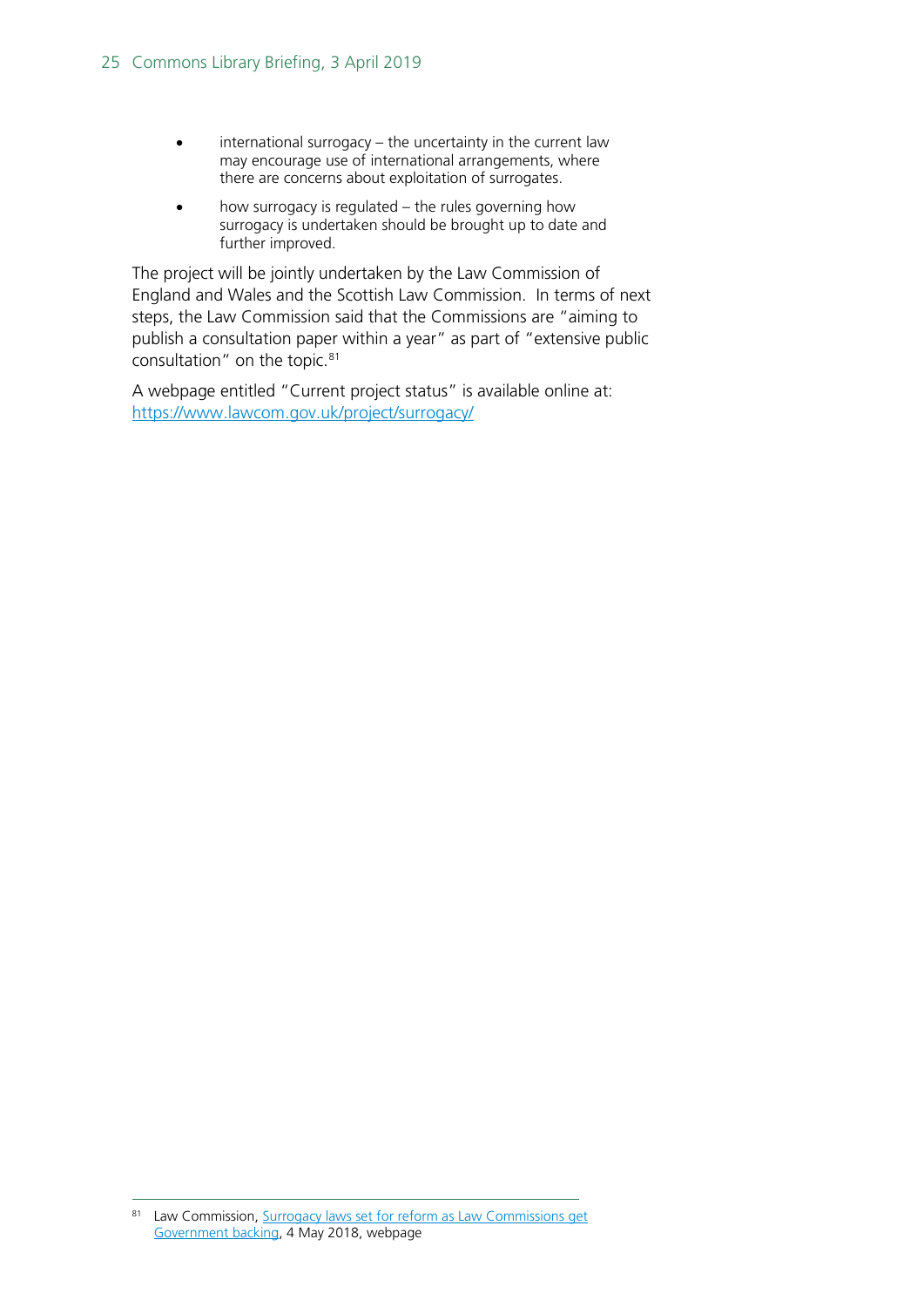- international surrogacy – the uncertainty in the current law may encourage use of international arrangements, where there are concerns about exploitation of surrogates.
- how surrogacy is regulated – the rules governing how surrogacy is undertaken should be brought up to date and further improved.

The project will be jointly undertaken by the Law Commission of England and Wales and the Scottish Law Commission. In terms of next steps, the Law Commission said that the Commissions are "aiming to publish a consultation paper within a year" as part of "extensive public consultation" on the topic.[81]

A webpage entitled "Current project status" is available online at: [https://www.lawcom.gov.uk/project/surrogacy/](https://www.lawcom.gov.uk/project/surrogacy/)

---

[81] Law Commission, Surrogacy laws set for reform as Law Commissions get Government backing, 4 May 2018, webpage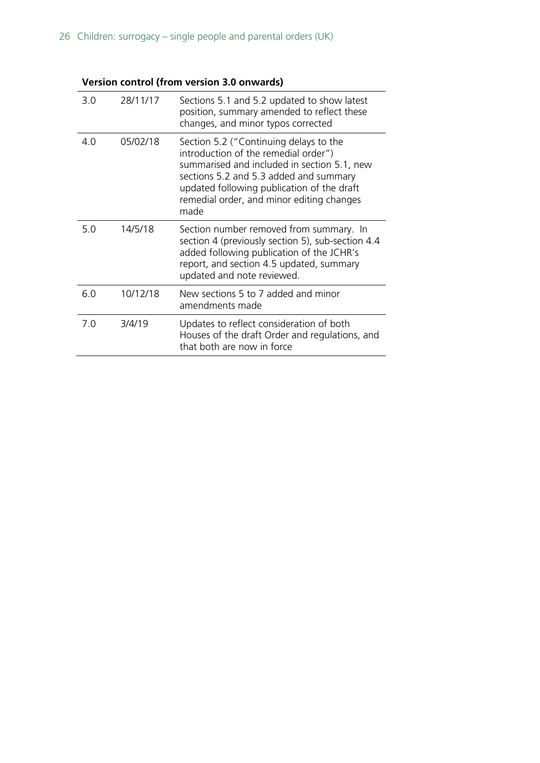**Version control (from version 3.0 onwards)**

| | | |
|---|---|---|
| 3.0 | 28/11/17 | Sections 5.1 and 5.2 updated to show latest position, summary amended to reflect these changes, and minor typos corrected |
| 4.0 | 05/02/18 | Section 5.2 ("Continuing delays to the introduction of the remedial order") summarised and included in section 5.1, new sections 5.2 and 5.3 added and summary updated following publication of the draft remedial order, and minor editing changes made |
| 5.0 | 14/5/18 | Section number removed from summary. In section 4 (previously section 5), sub-section 4.4 added following publication of the JCHR's report, and section 4.5 updated, summary updated and note reviewed. |
| 6.0 | 10/12/18 | New sections 5 to 7 added and minor amendments made |
| 7.0 | 3/4/19 | Updates to reflect consideration of both Houses of the draft Order and regulations, and that both are now in force |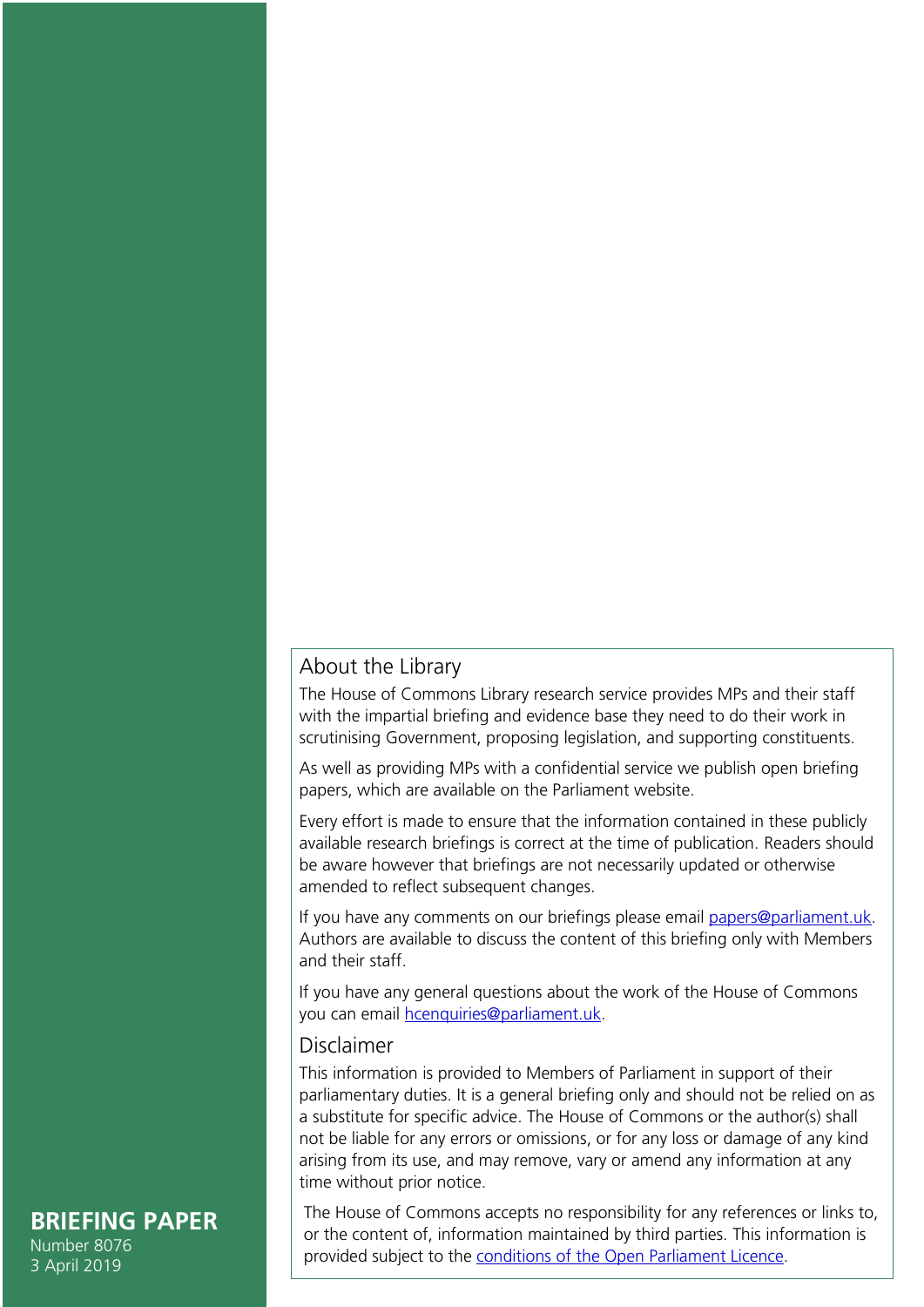## About the Library

The House of Commons Library research service provides MPs and their staff with the impartial briefing and evidence base they need to do their work in scrutinising Government, proposing legislation, and supporting constituents.

As well as providing MPs with a confidential service we publish open briefing papers, which are available on the Parliament website.

Every effort is made to ensure that the information contained in these publicly available research briefings is correct at the time of publication. Readers should be aware however that briefings are not necessarily updated or otherwise amended to reflect subsequent changes.

If you have any comments on our briefings please email papers@parliament.uk. Authors are available to discuss the content of this briefing only with Members and their staff.

If you have any general questions about the work of the House of Commons you can email hcenquiries@parliament.uk.

## Disclaimer

This information is provided to Members of Parliament in support of their parliamentary duties. It is a general briefing only and should not be relied on as a substitute for specific advice. The House of Commons or the author(s) shall not be liable for any errors or omissions, or for any loss or damage of any kind arising from its use, and may remove, vary or amend any information at any time without prior notice.

The House of Commons accepts no responsibility for any references or links to, or the content of, information maintained by third parties. This information is provided subject to the conditions of the Open Parliament Licence.

**BRIEFING PAPER**

Number 8076

3 April 2019